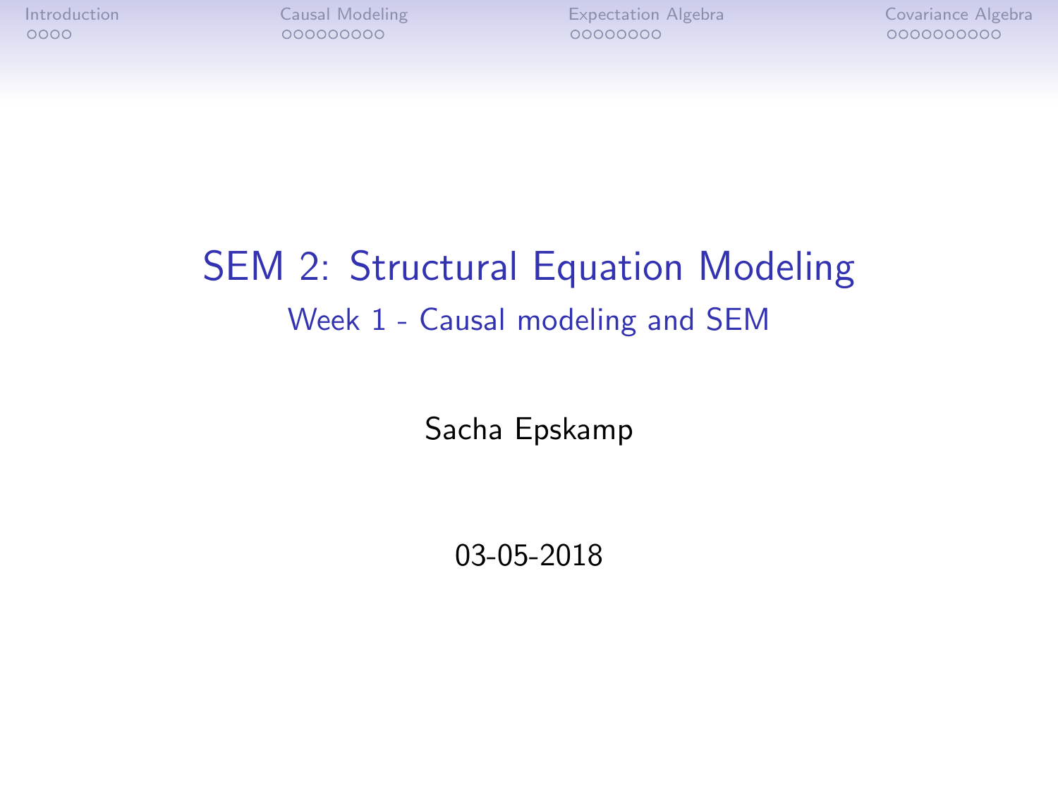# SEM 2: Structural Equation Modeling

## Week 1 - Causal modeling and SEM

Sacha Epskamp

03-05-2018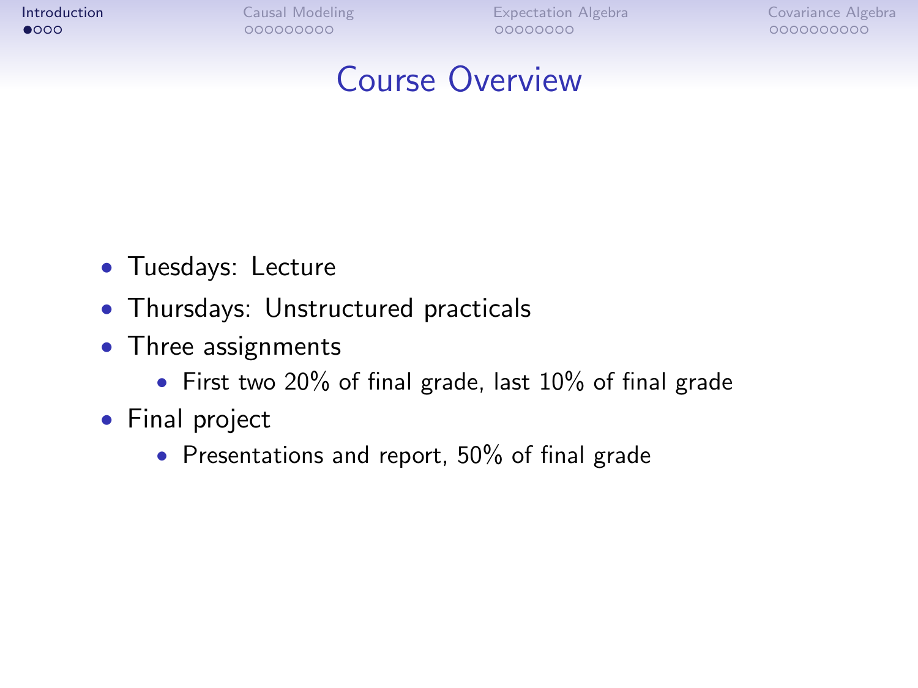# Course Overview

- Tuesdays: Lecture
- Thursdays: Unstructured practicals
- Three assignments
  - First two 20% of final grade, last 10% of final grade
- Final project
  - Presentations and report, 50% of final grade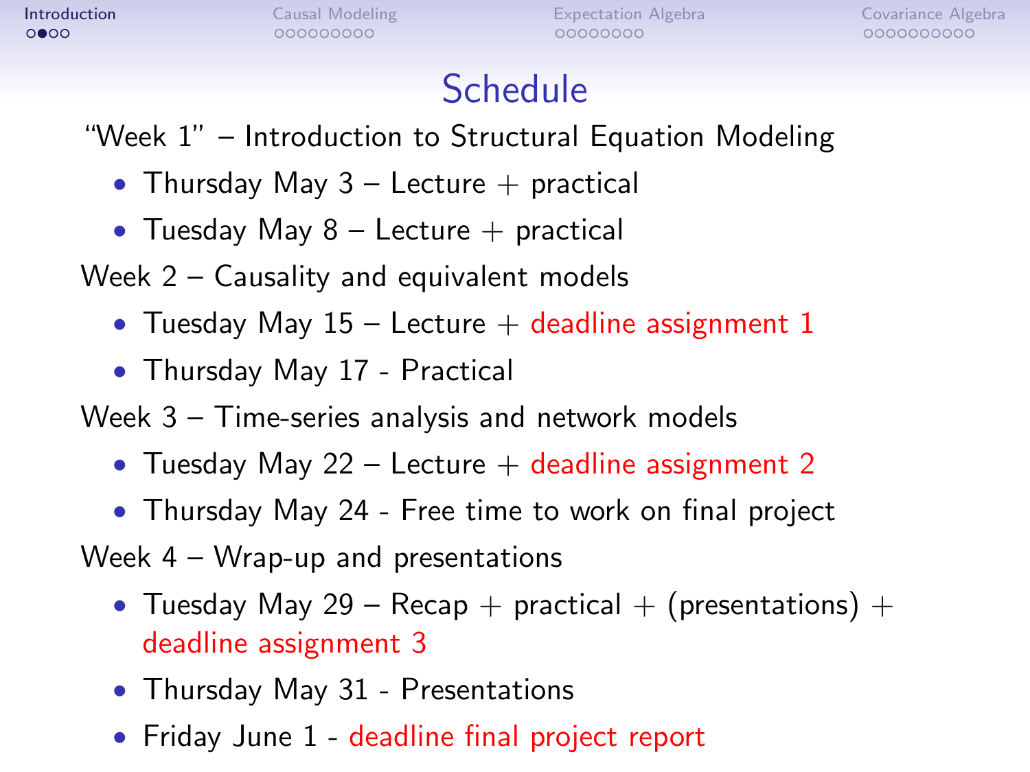# Schedule

"Week 1" – Introduction to Structural Equation Modeling

- Thursday May 3 – Lecture + practical
- Tuesday May 8 – Lecture + practical

Week 2 – Causality and equivalent models

- Tuesday May 15 – Lecture + deadline assignment 1
- Thursday May 17 - Practical

Week 3 – Time-series analysis and network models

- Tuesday May 22 – Lecture + deadline assignment 2
- Thursday May 24 - Free time to work on final project

Week 4 – Wrap-up and presentations

- Tuesday May 29 – Recap + practical + (presentations) + deadline assignment 3
- Thursday May 31 - Presentations
- Friday June 1 - deadline final project report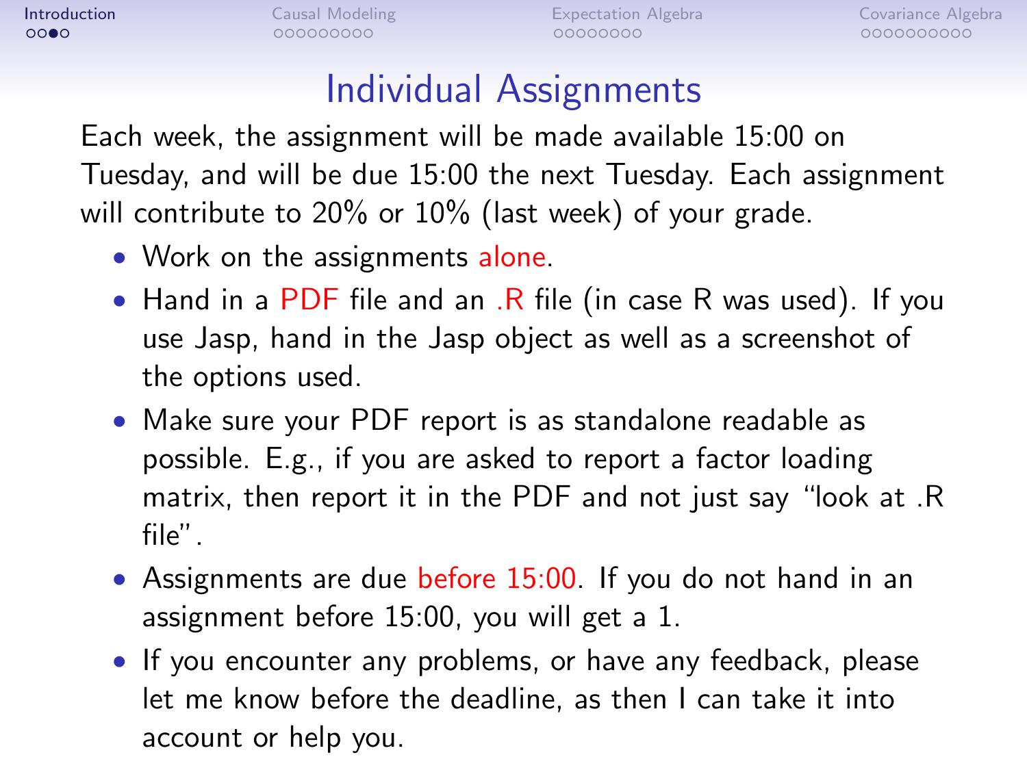# Individual Assignments

Each week, the assignment will be made available 15:00 on Tuesday, and will be due 15:00 the next Tuesday. Each assignment will contribute to 20% or 10% (last week) of your grade.

- Work on the assignments alone.
- Hand in a PDF file and an .R file (in case R was used). If you use Jasp, hand in the Jasp object as well as a screenshot of the options used.
- Make sure your PDF report is as standalone readable as possible. E.g., if you are asked to report a factor loading matrix, then report it in the PDF and not just say "look at .R file".
- Assignments are due before 15:00. If you do not hand in an assignment before 15:00, you will get a 1.
- If you encounter any problems, or have any feedback, please let me know before the deadline, as then I can take it into account or help you.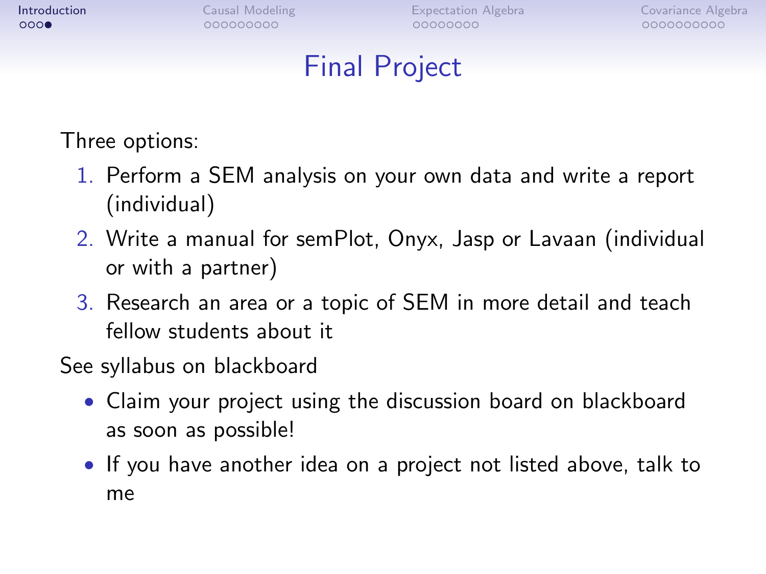# Final Project

Three options:

1. Perform a SEM analysis on your own data and write a report (individual)
2. Write a manual for semPlot, Onyx, Jasp or Lavaan (individual or with a partner)
3. Research an area or a topic of SEM in more detail and teach fellow students about it

See syllabus on blackboard

- Claim your project using the discussion board on blackboard as soon as possible!
- If you have another idea on a project not listed above, talk to me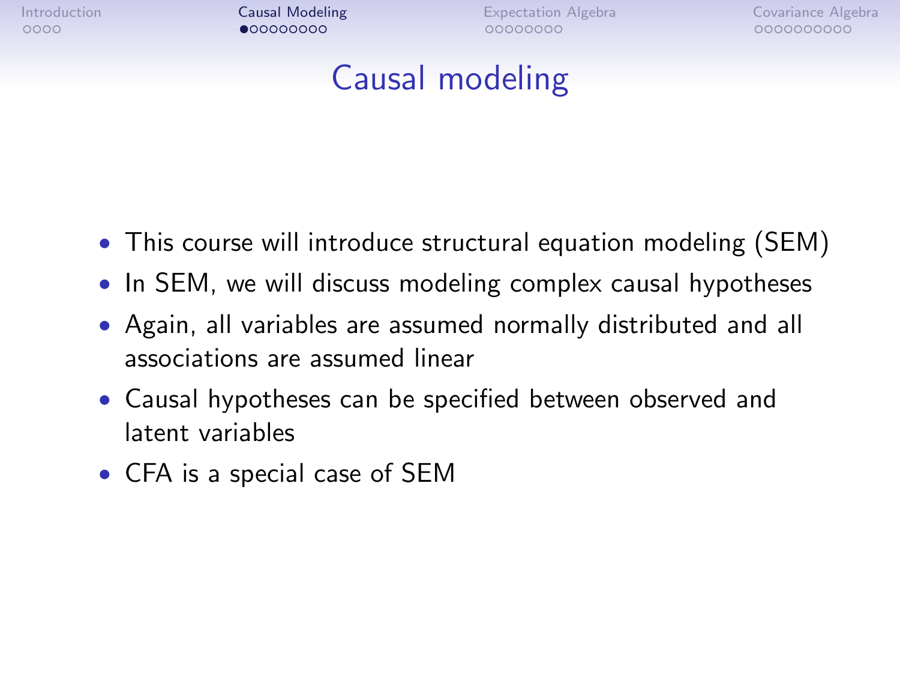# Causal modeling

- This course will introduce structural equation modeling (SEM)
- In SEM, we will discuss modeling complex causal hypotheses
- Again, all variables are assumed normally distributed and all associations are assumed linear
- Causal hypotheses can be specified between observed and latent variables
- CFA is a special case of SEM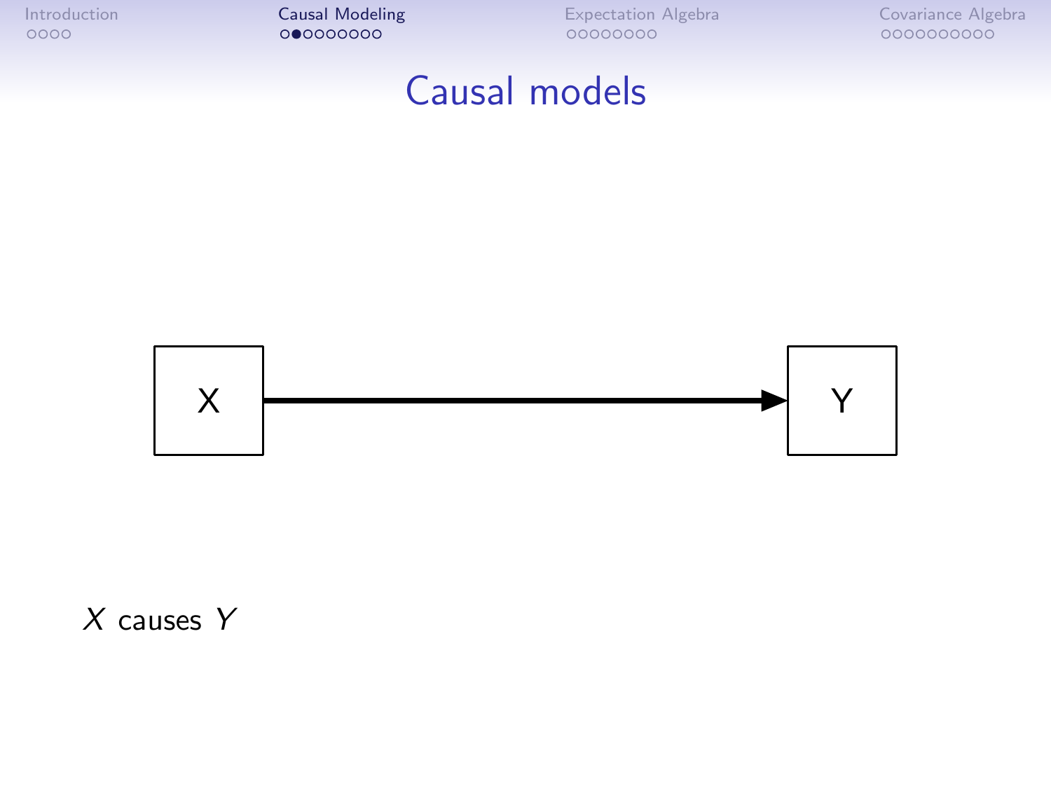# Causal models

X → Y

$X$ causes $Y$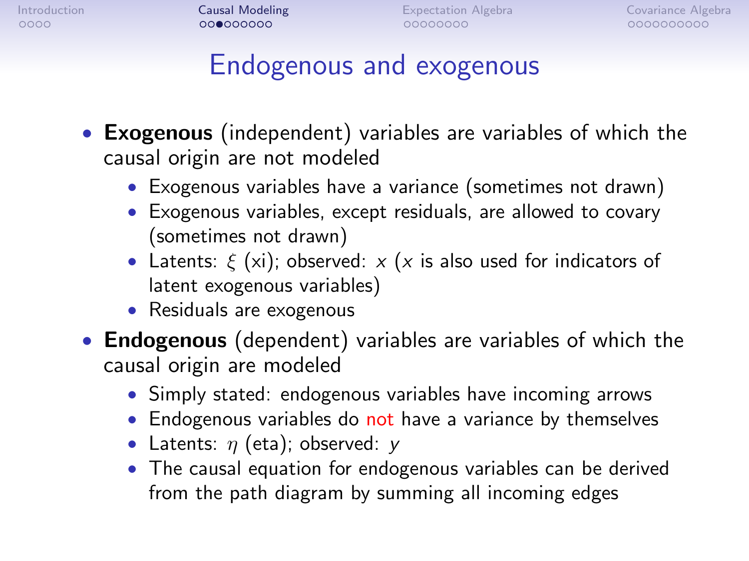# Endogenous and exogenous

- **Exogenous** (independent) variables are variables of which the causal origin are not modeled
  - Exogenous variables have a variance (sometimes not drawn)
  - Exogenous variables, except residuals, are allowed to covary (sometimes not drawn)
  - Latents: $\xi$ (xi); observed: $x$ ($x$ is also used for indicators of latent exogenous variables)
  - Residuals are exogenous
- **Endogenous** (dependent) variables are variables of which the causal origin are modeled
  - Simply stated: endogenous variables have incoming arrows
  - Endogenous variables do not have a variance by themselves
  - Latents: $\eta$ (eta); observed: $y$
  - The causal equation for endogenous variables can be derived from the path diagram by summing all incoming edges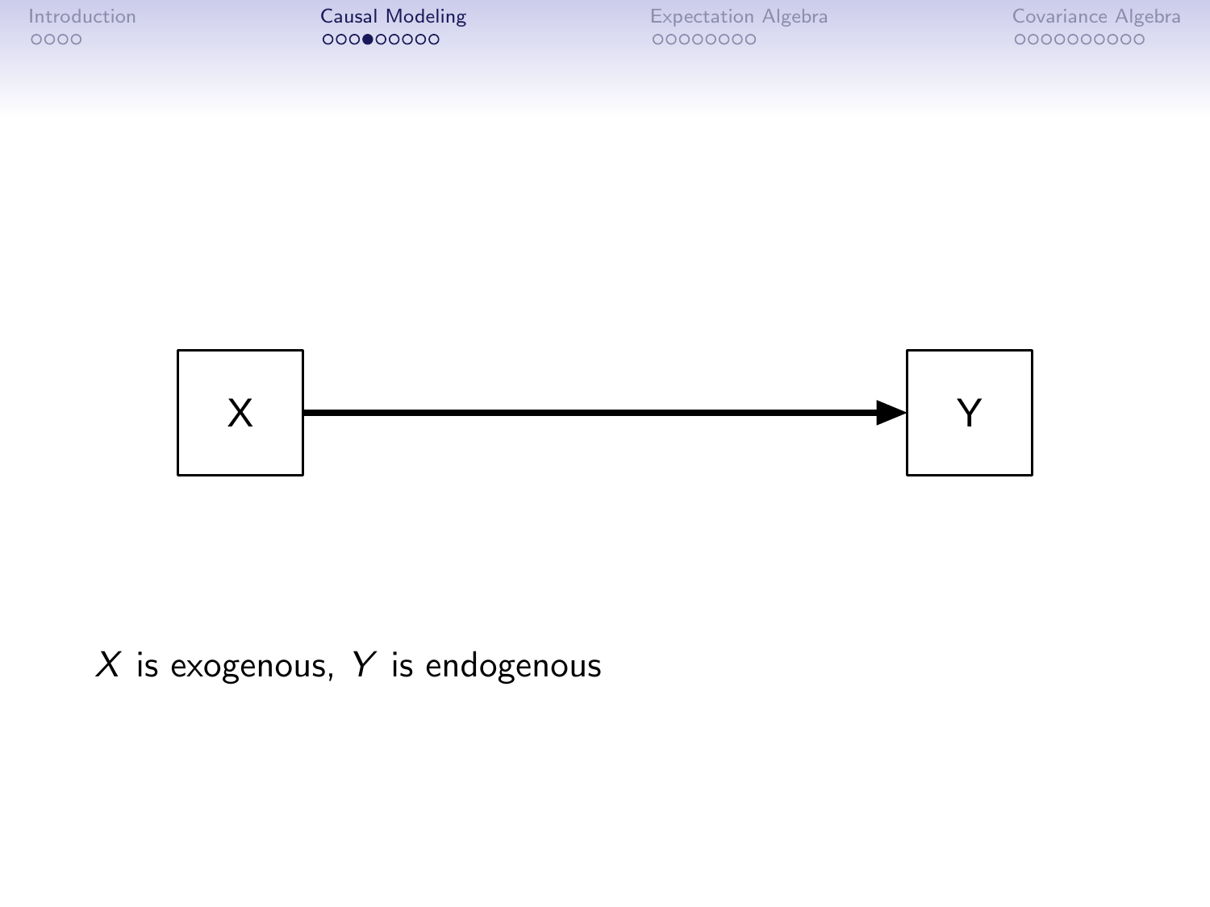X → Y

$X$ is exogenous, $Y$ is endogenous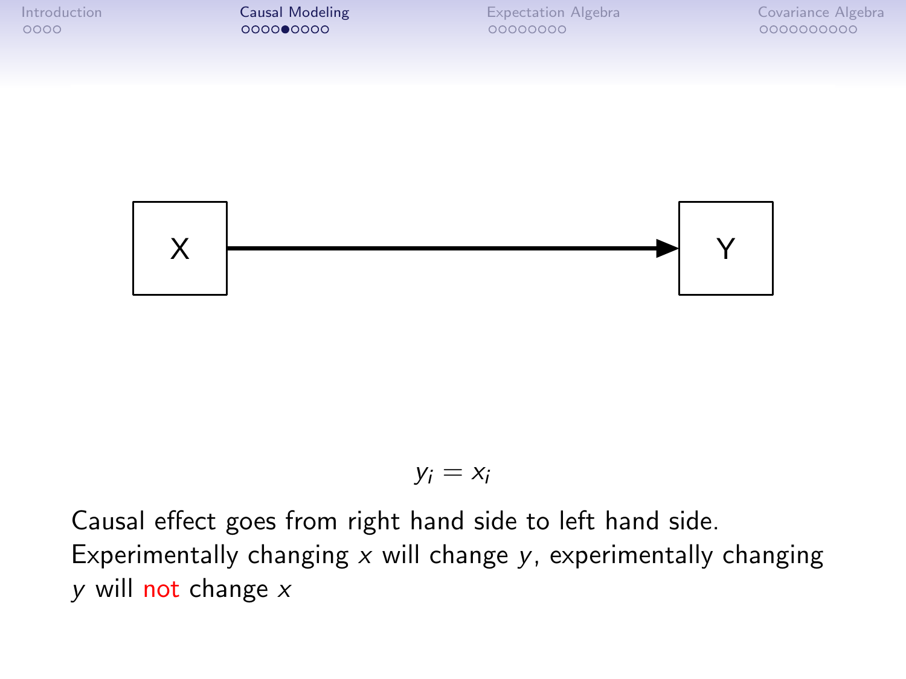X → Y

$$y_i = x_i$$

Causal effect goes from right hand side to left hand side. Experimentally changing $x$ will change $y$, experimentally changing $y$ will not change $x$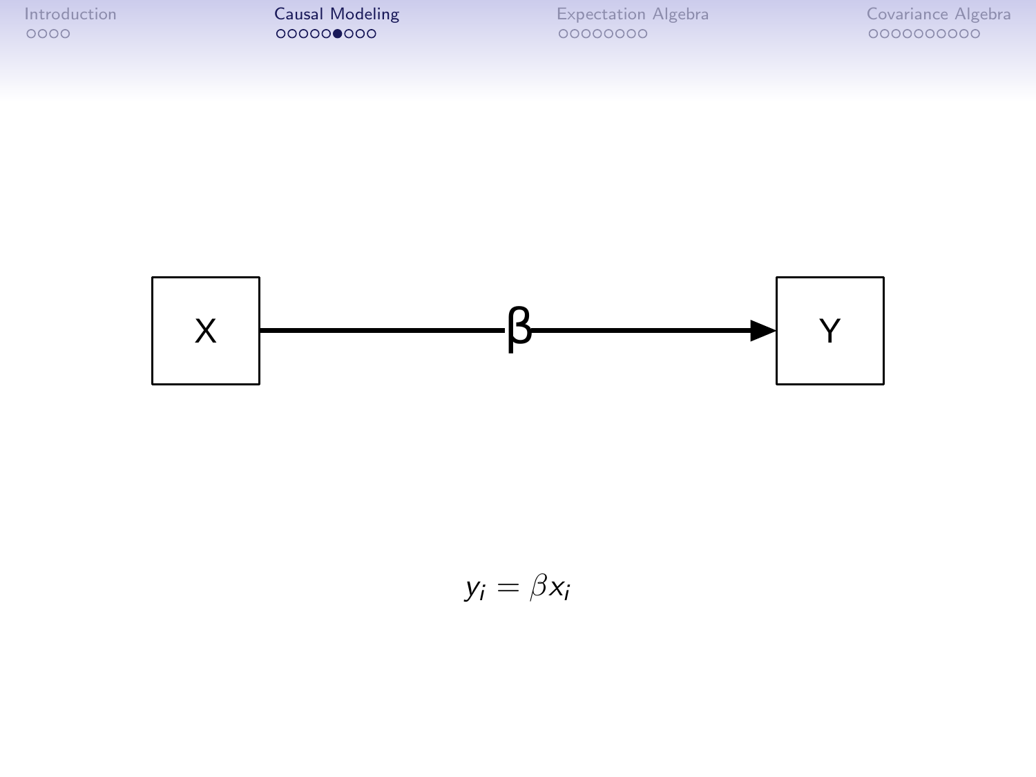X → β → Y

$$y_i = \beta x_i$$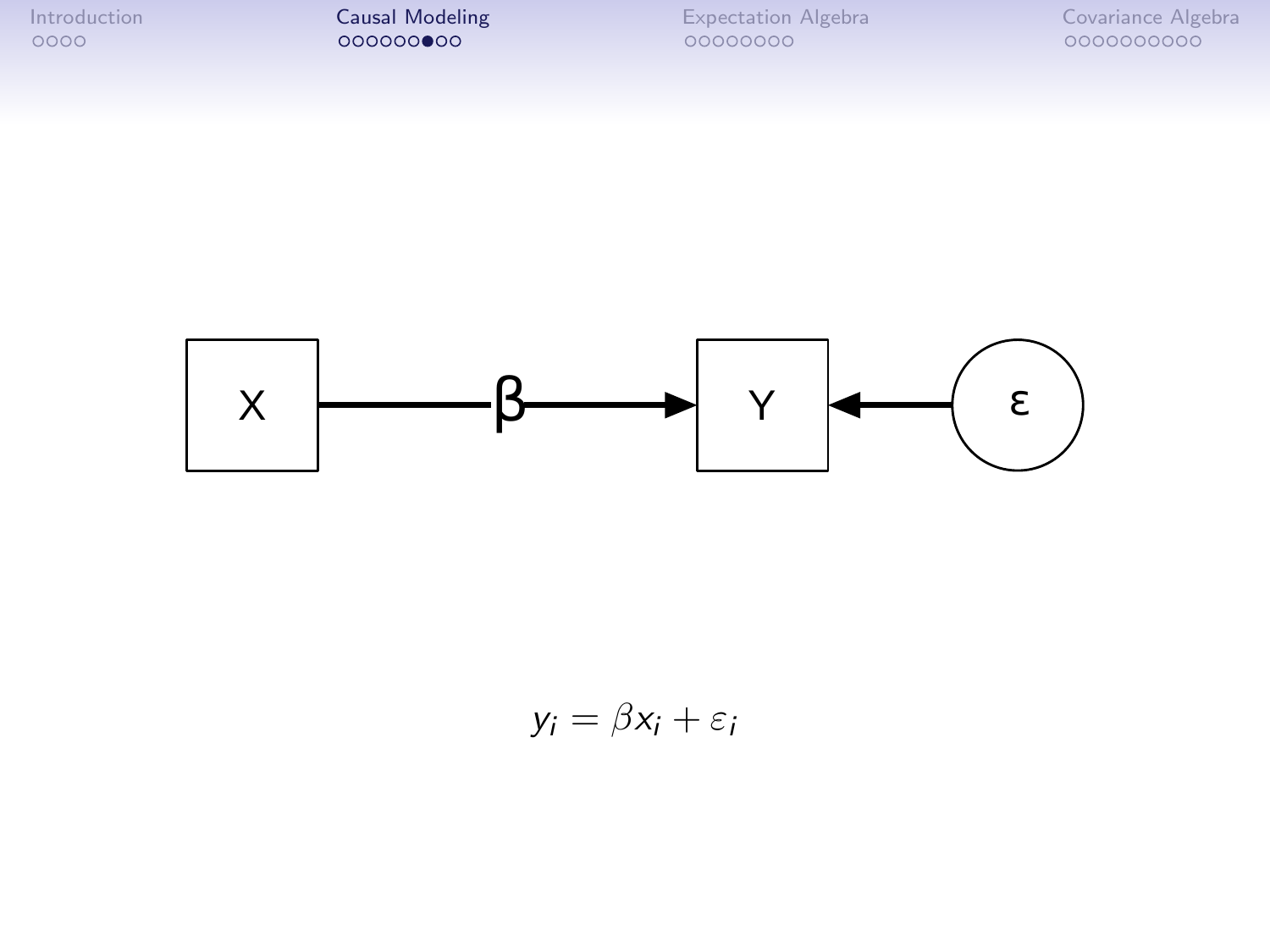$$y_i = \beta x_i + \varepsilon_i$$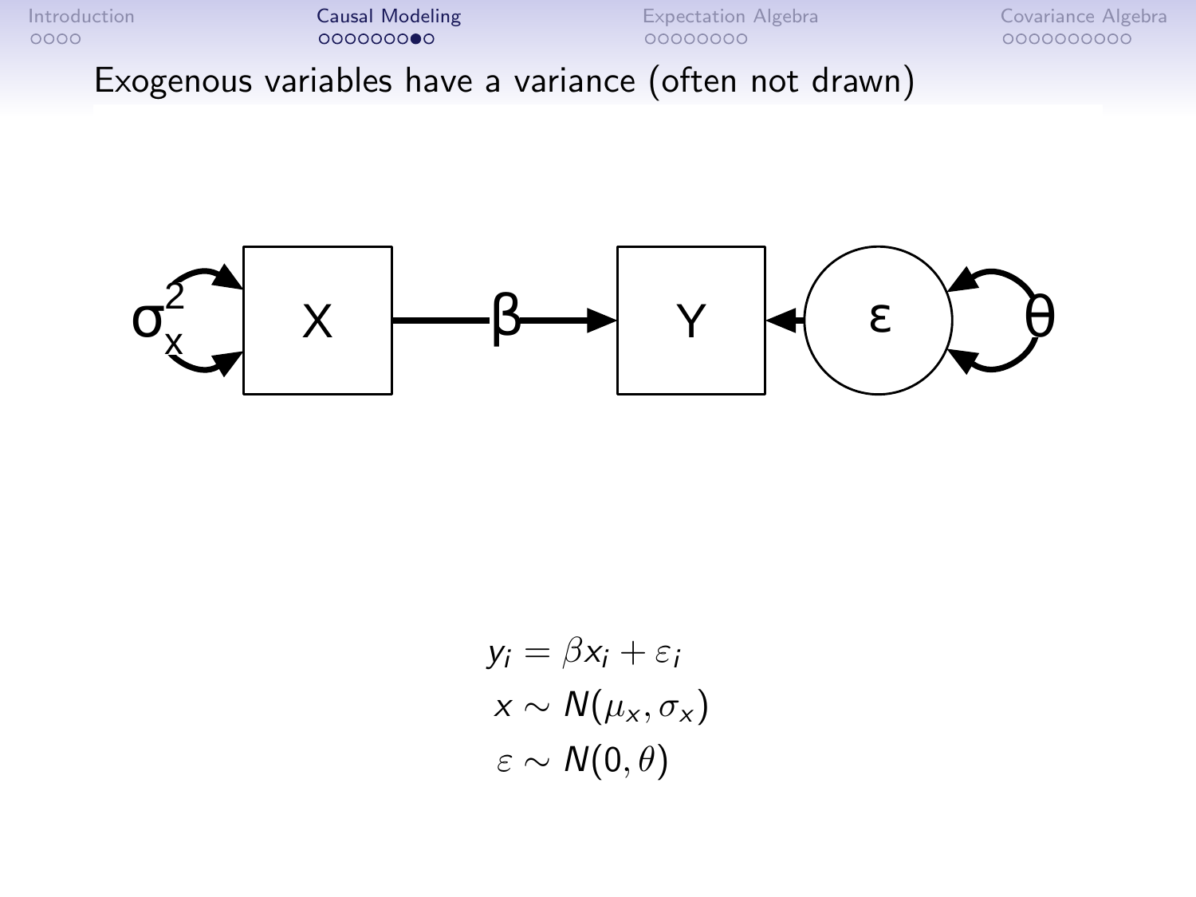## Exogenous variables have a variance (often not drawn)

$$
\begin{aligned}
y_i &= \beta x_i + \varepsilon_i \\
x &\sim N(\mu_x, \sigma_x) \\
\varepsilon &\sim N(0, \theta)
\end{aligned}
$$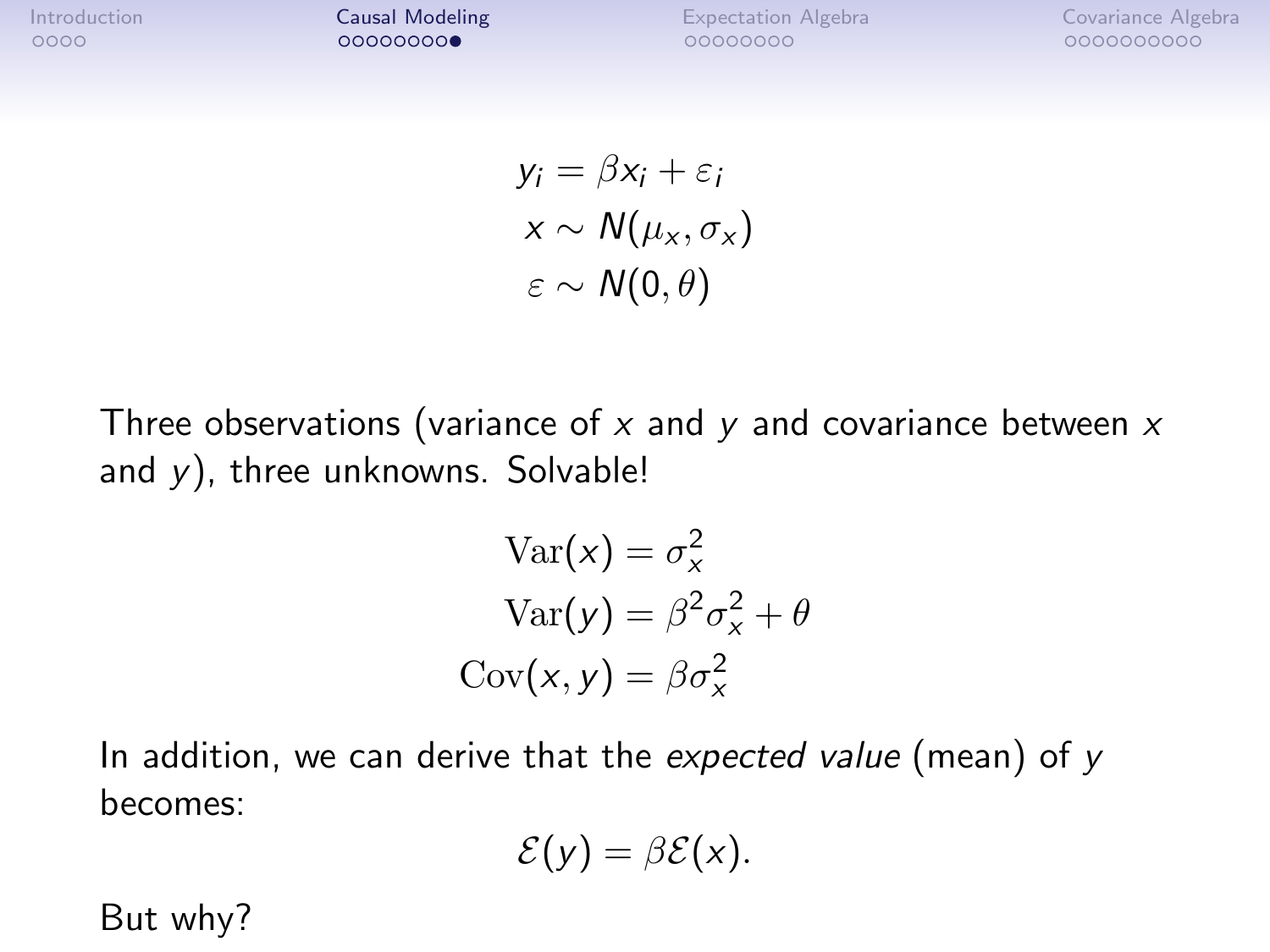$$y_i = \beta x_i + \varepsilon_i$$
$$x \sim N(\mu_x, \sigma_x)$$
$$\varepsilon \sim N(0, \theta)$$

Three observations (variance of $x$ and $y$ and covariance between $x$ and $y$), three unknowns. Solvable!

$$\mathrm{Var}(x) = \sigma_x^2$$
$$\mathrm{Var}(y) = \beta^2 \sigma_x^2 + \theta$$
$$\mathrm{Cov}(x, y) = \beta \sigma_x^2$$

In addition, we can derive that the *expected value* (mean) of $y$ becomes:

$$\mathcal{E}(y) = \beta \mathcal{E}(x).$$

But why?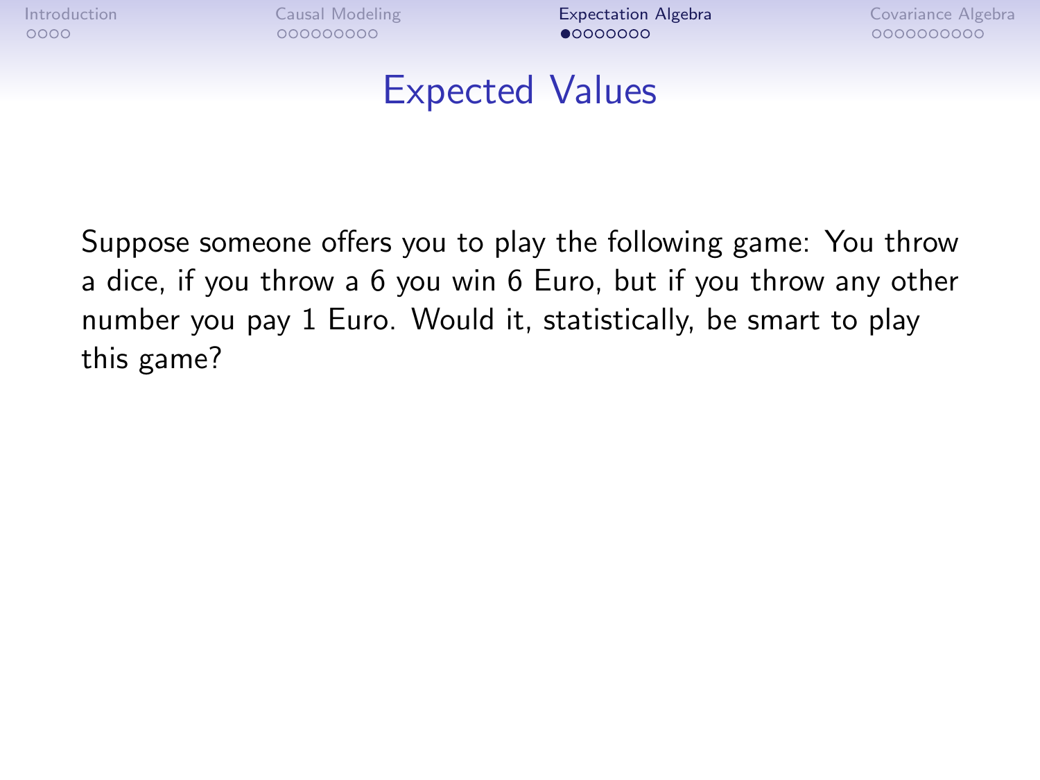# Expected Values

Suppose someone offers you to play the following game: You throw a dice, if you throw a 6 you win 6 Euro, but if you throw any other number you pay 1 Euro. Would it, statistically, be smart to play this game?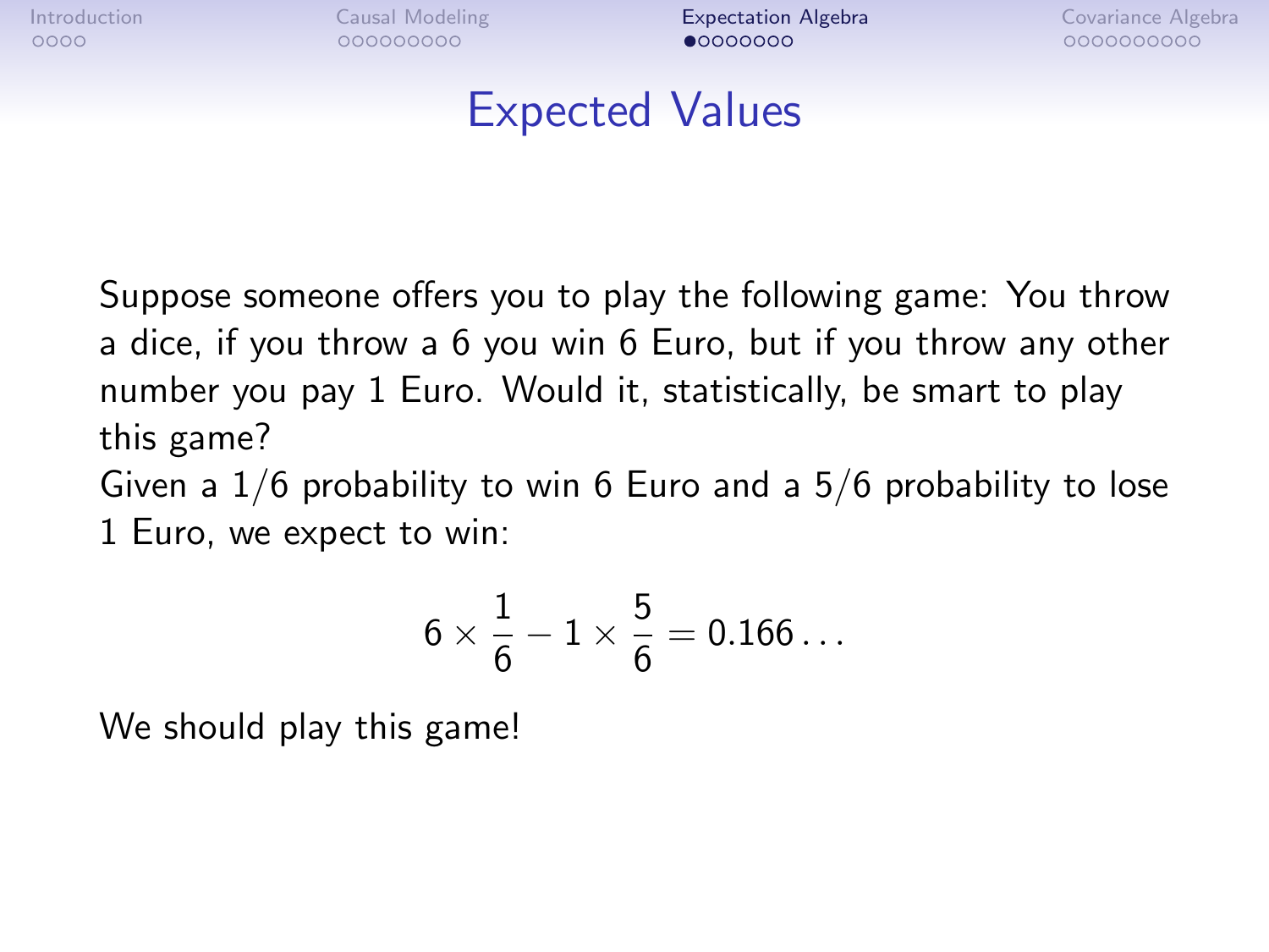# Expected Values

Suppose someone offers you to play the following game: You throw a dice, if you throw a 6 you win 6 Euro, but if you throw any other number you pay 1 Euro. Would it, statistically, be smart to play this game?

Given a 1/6 probability to win 6 Euro and a 5/6 probability to lose 1 Euro, we expect to win:

$$6 \times \frac{1}{6} - 1 \times \frac{5}{6} = 0.166\ldots$$

We should play this game!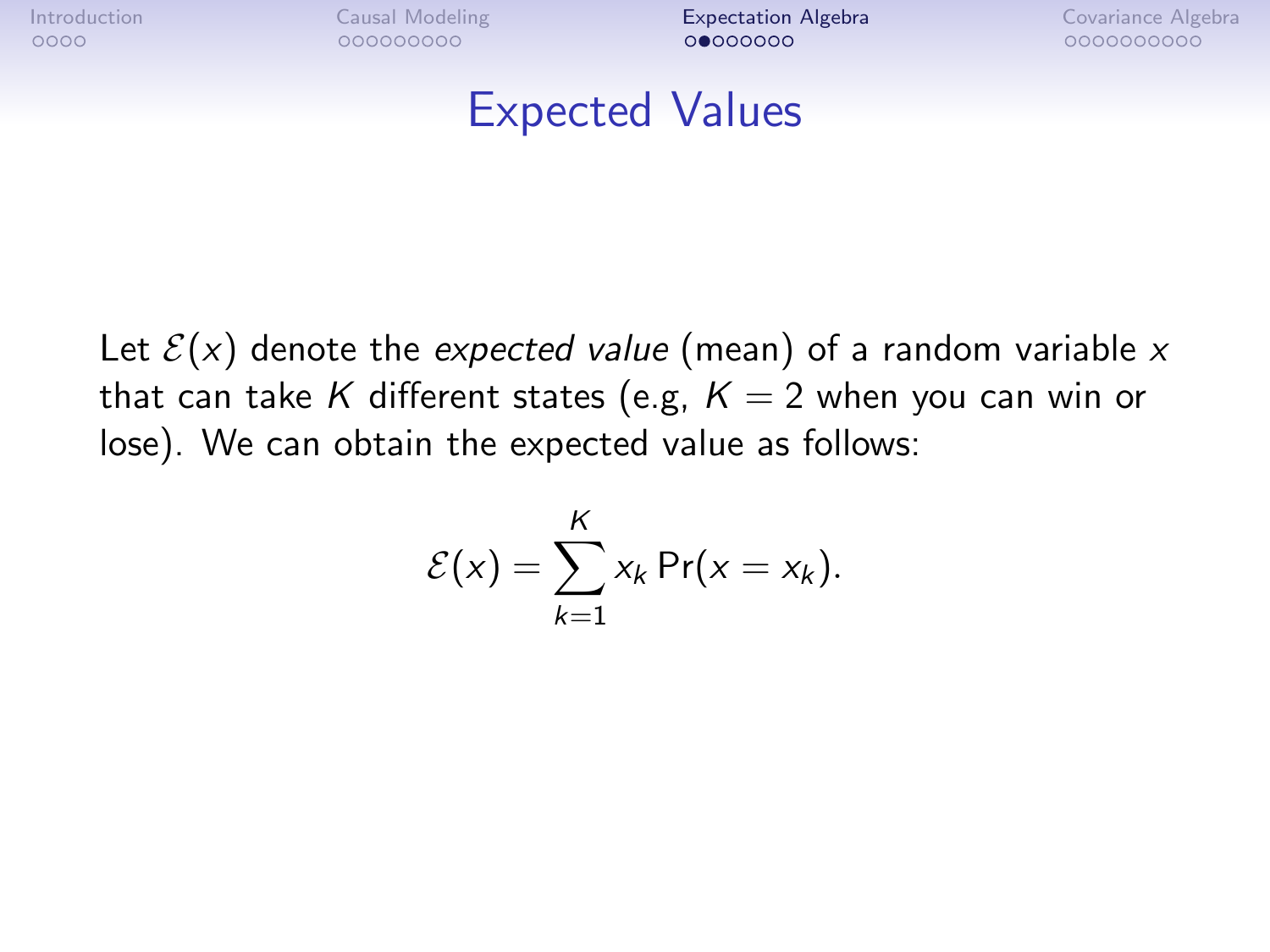# Expected Values

Let $\mathcal{E}(x)$ denote the *expected value* (mean) of a random variable $x$ that can take $K$ different states (e.g, $K = 2$ when you can win or lose). We can obtain the expected value as follows:

$$\mathcal{E}(x) = \sum_{k=1}^{K} x_k \Pr(x = x_k).$$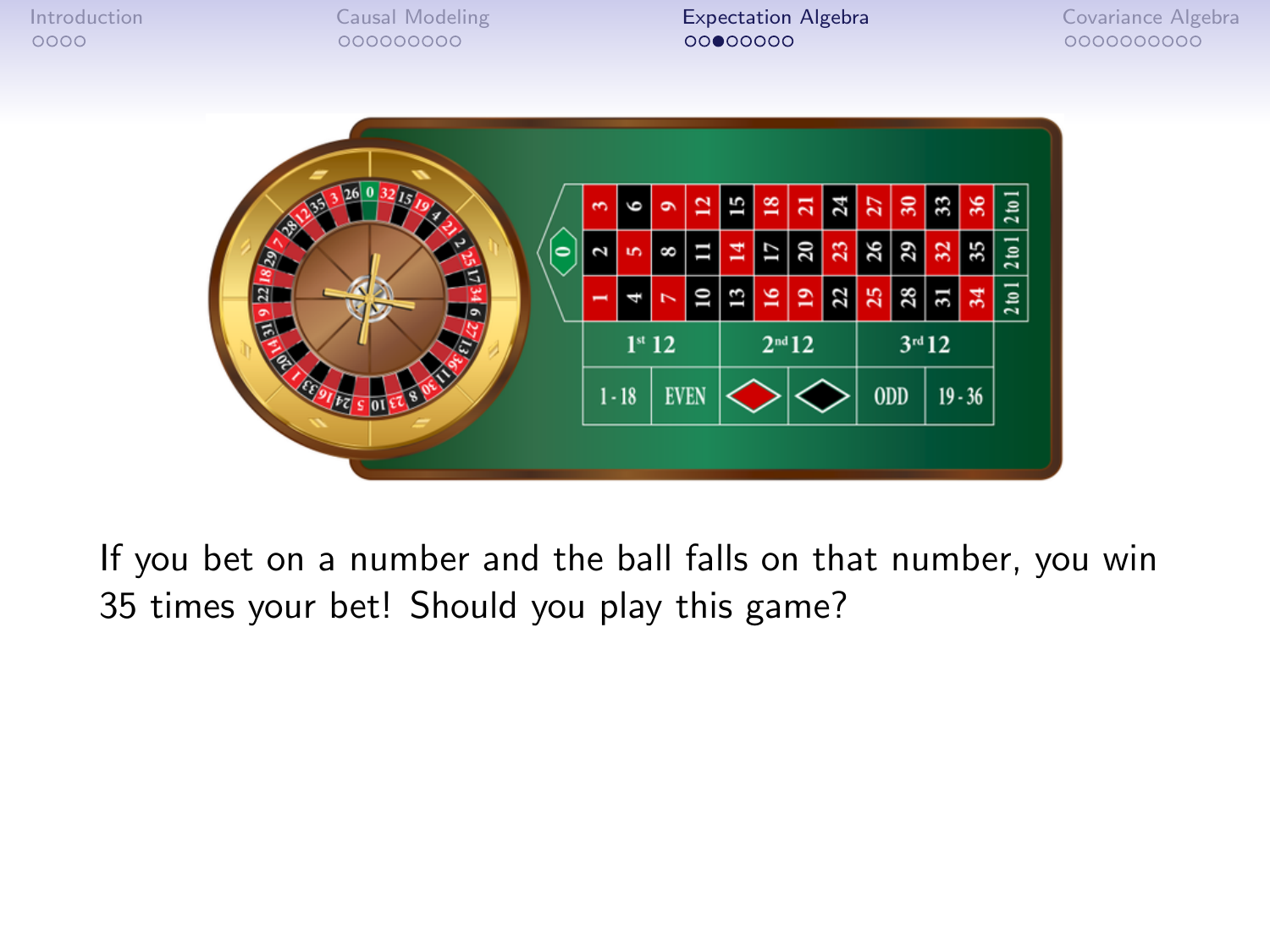If you bet on a number and the ball falls on that number, you win 35 times your bet! Should you play this game?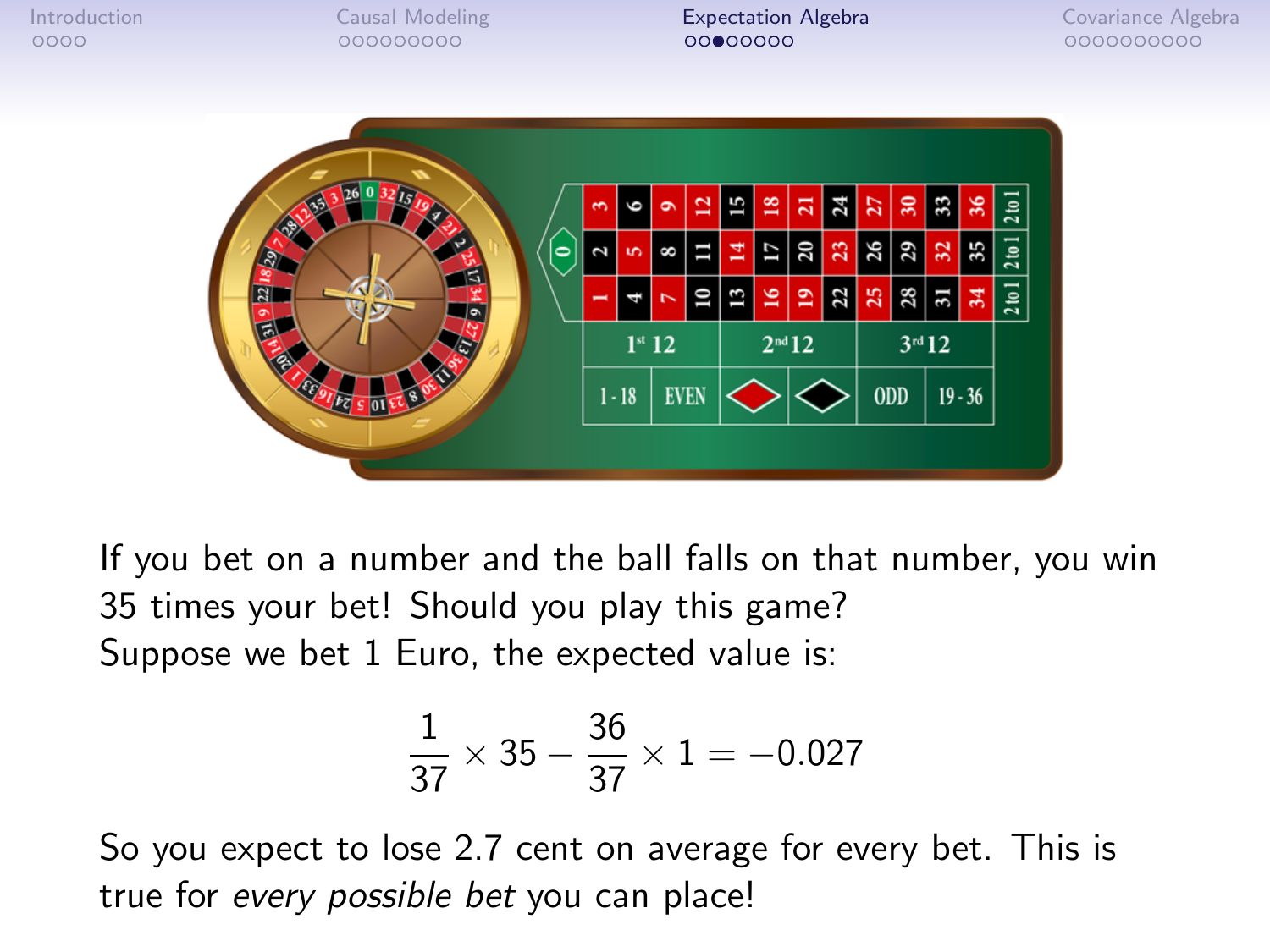If you bet on a number and the ball falls on that number, you win 35 times your bet! Should you play this game?
Suppose we bet 1 Euro, the expected value is:

$$\frac{1}{37} \times 35 - \frac{36}{37} \times 1 = -0.027$$

So you expect to lose 2.7 cent on average for every bet. This is true for *every possible bet* you can place!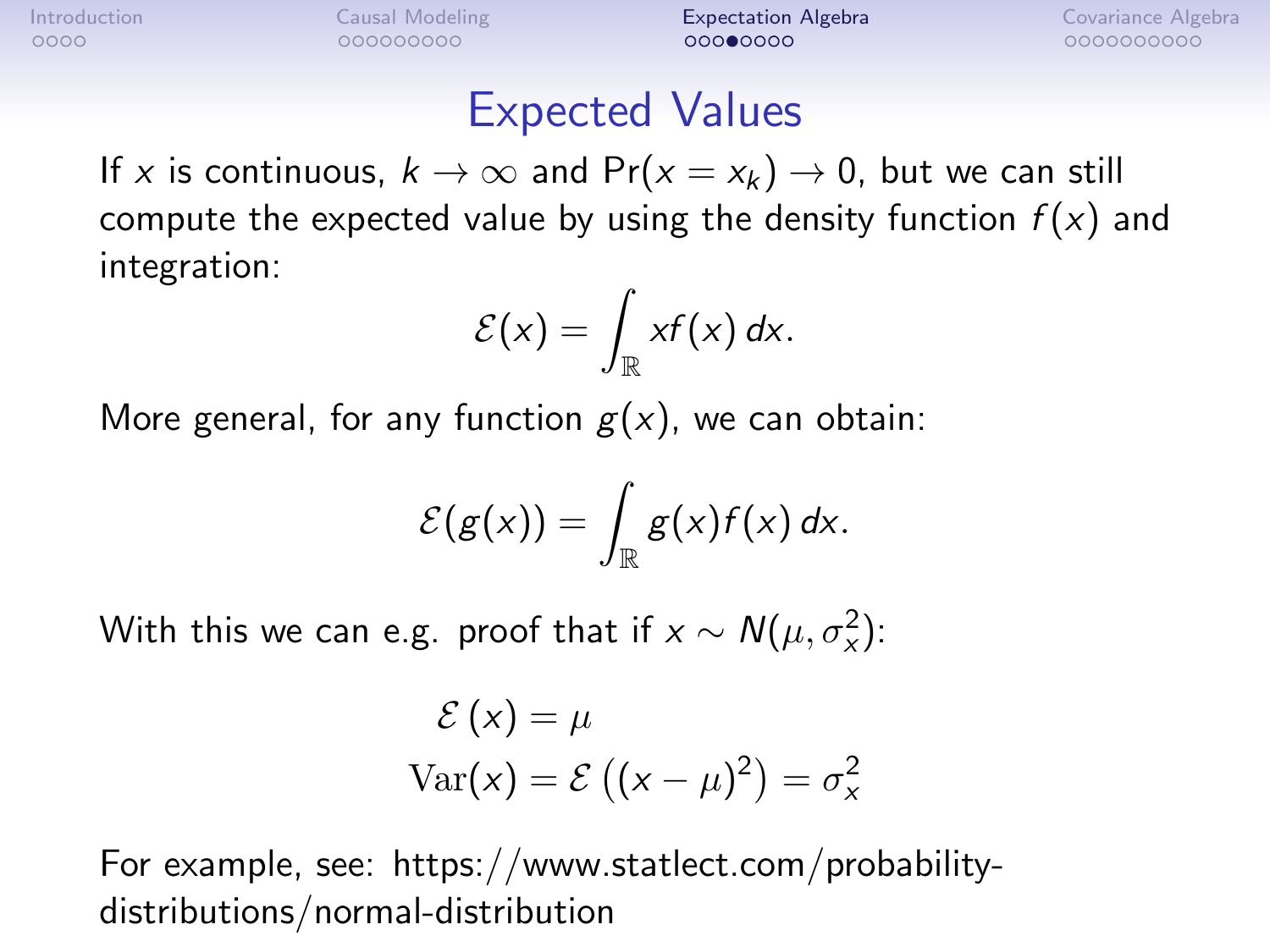# Expected Values

If $x$ is continuous, $k \to \infty$ and $\Pr(x = x_k) \to 0$, but we can still compute the expected value by using the density function $f(x)$ and integration:

$$\mathcal{E}(x) = \int_{\mathbb{R}} x f(x)\, dx.$$

More general, for any function $g(x)$, we can obtain:

$$\mathcal{E}(g(x)) = \int_{\mathbb{R}} g(x) f(x)\, dx.$$

With this we can e.g. proof that if $x \sim N(\mu, \sigma_x^2)$:

$$\begin{aligned} \mathcal{E}\left(x\right) &= \mu \\ \mathrm{Var}(x) = \mathcal{E}\left((x-\mu)^2\right) &= \sigma_x^2 \end{aligned}$$

For example, see: https://www.statlect.com/probability-distributions/normal-distribution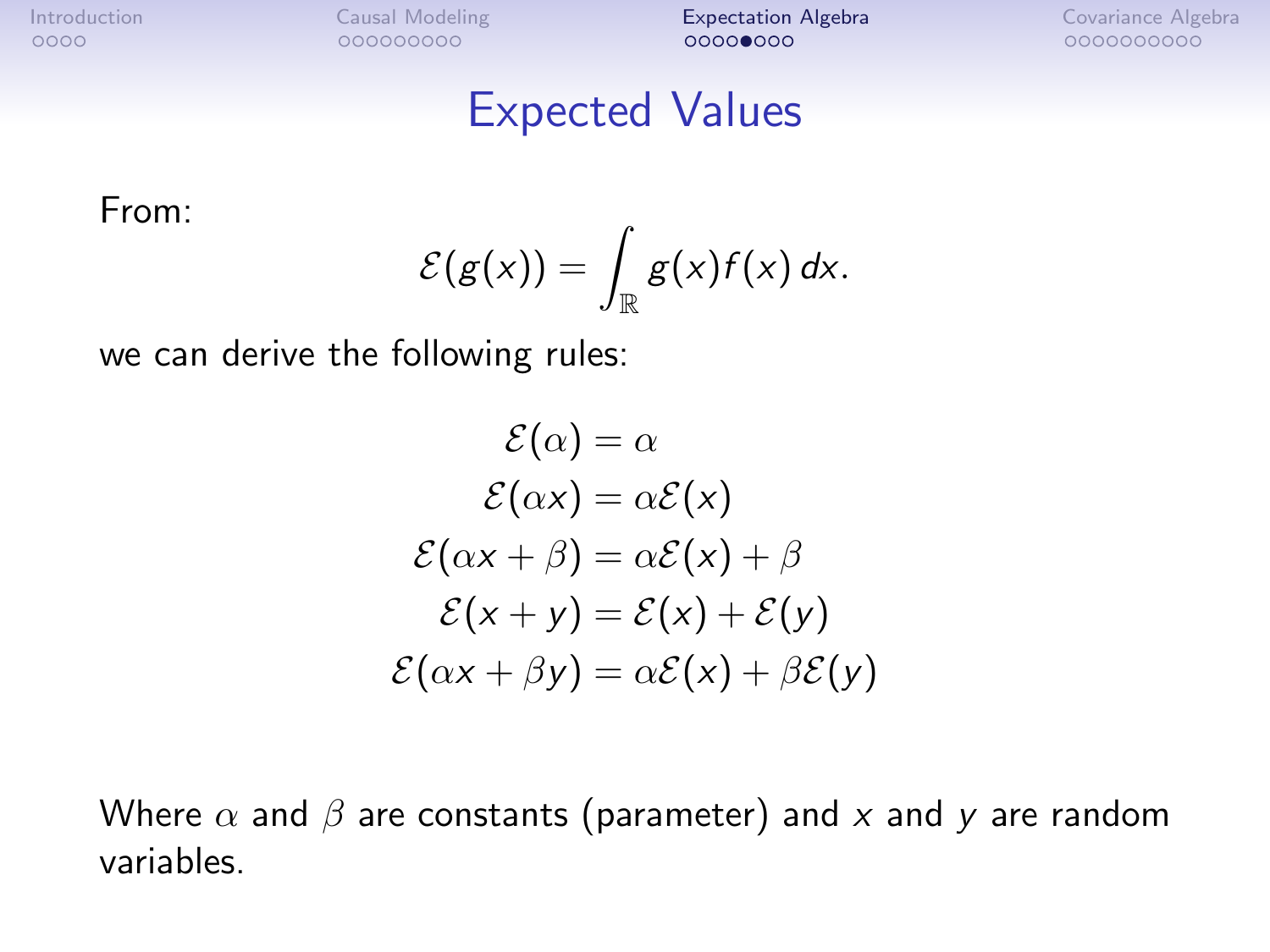# Expected Values

From:

$$\mathcal{E}(g(x)) = \int_{\mathbb{R}} g(x) f(x)\, dx.$$

we can derive the following rules:

$$
\begin{aligned}
\mathcal{E}(\alpha) &= \alpha \\
\mathcal{E}(\alpha x) &= \alpha \mathcal{E}(x) \\
\mathcal{E}(\alpha x + \beta) &= \alpha \mathcal{E}(x) + \beta \\
\mathcal{E}(x + y) &= \mathcal{E}(x) + \mathcal{E}(y) \\
\mathcal{E}(\alpha x + \beta y) &= \alpha \mathcal{E}(x) + \beta \mathcal{E}(y)
\end{aligned}
$$

Where $\alpha$ and $\beta$ are constants (parameter) and $x$ and $y$ are random variables.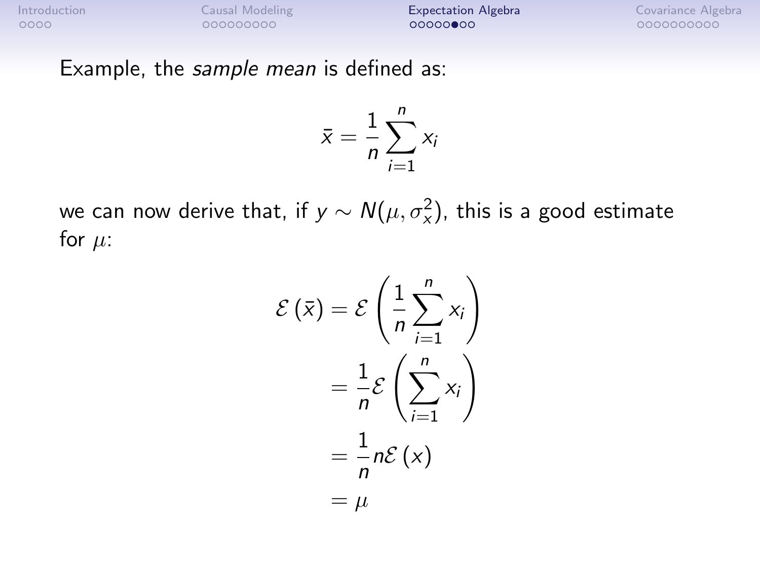Example, the *sample mean* is defined as:

$$\bar{x} = \frac{1}{n} \sum_{i=1}^{n} x_i$$

we can now derive that, if $y \sim N(\mu, \sigma_x^2)$, this is a good estimate for $\mu$:

$$
\begin{aligned}
\mathcal{E}\left(\bar{x}\right) &= \mathcal{E}\left(\frac{1}{n} \sum_{i=1}^{n} x_i\right) \\
&= \frac{1}{n} \mathcal{E}\left(\sum_{i=1}^{n} x_i\right) \\
&= \frac{1}{n} n \mathcal{E}\left(x\right) \\
&= \mu
\end{aligned}
$$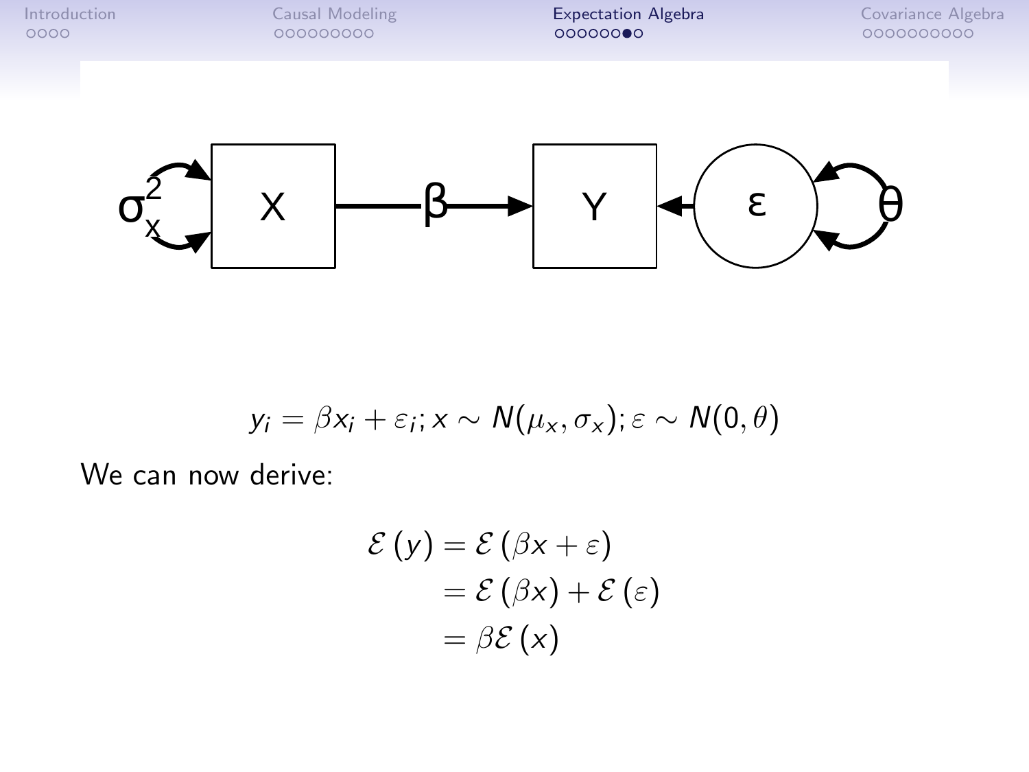$$y_i = \beta x_i + \varepsilon_i; x \sim N(\mu_x, \sigma_x); \varepsilon \sim N(0, \theta)$$

We can now derive:

$$
\begin{aligned}
\mathcal{E}(y) &= \mathcal{E}(\beta x + \varepsilon) \\
&= \mathcal{E}(\beta x) + \mathcal{E}(\varepsilon) \\
&= \beta \mathcal{E}(x)
\end{aligned}
$$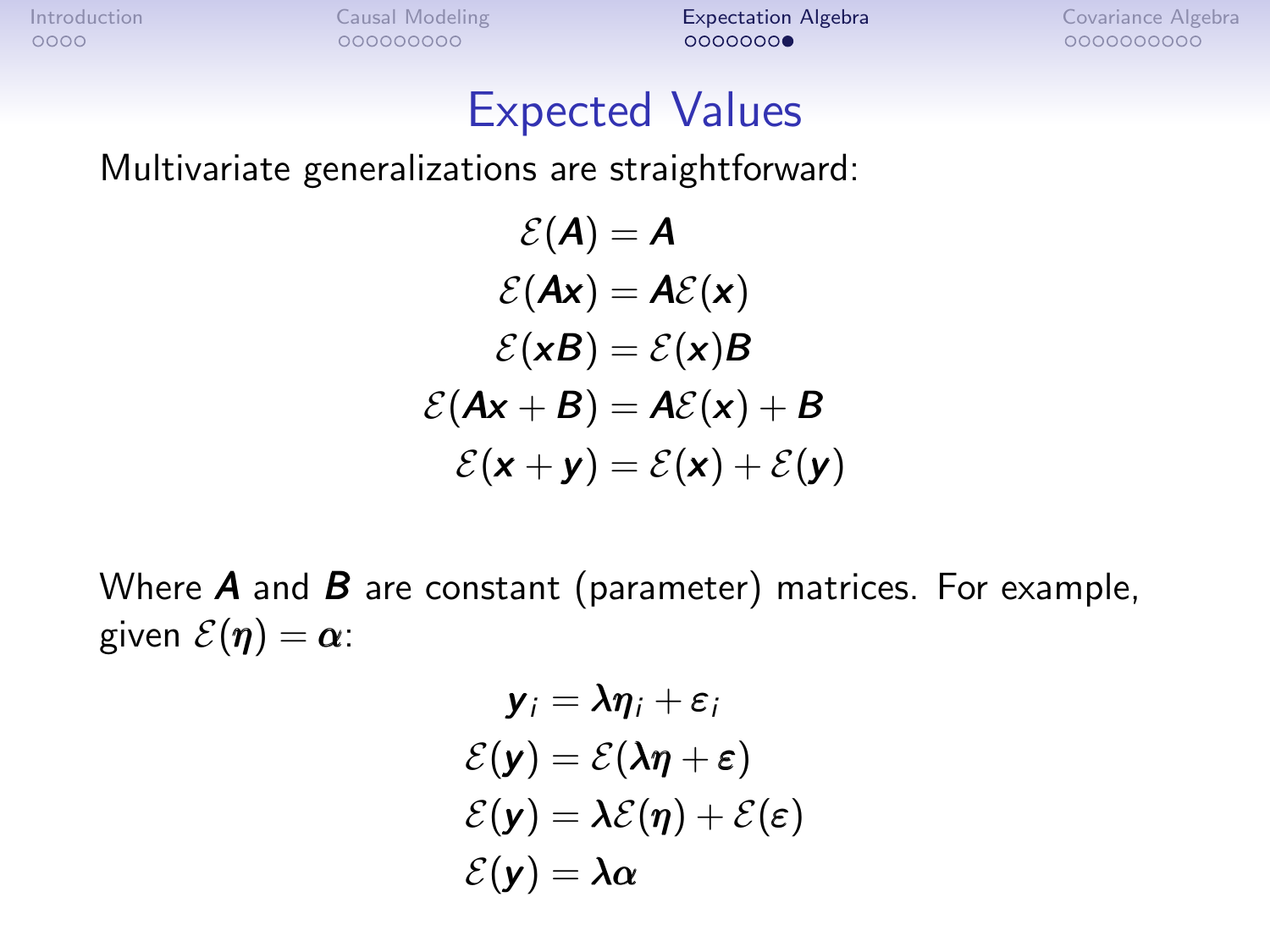# Expected Values

Multivariate generalizations are straightforward:

$$
\begin{aligned}
\mathcal{E}(\boldsymbol{A}) &= \boldsymbol{A} \\
\mathcal{E}(\boldsymbol{A}\boldsymbol{x}) &= \boldsymbol{A}\mathcal{E}(\boldsymbol{x}) \\
\mathcal{E}(\boldsymbol{x}\boldsymbol{B}) &= \mathcal{E}(\boldsymbol{x})\boldsymbol{B} \\
\mathcal{E}(\boldsymbol{A}\boldsymbol{x} + \boldsymbol{B}) &= \boldsymbol{A}\mathcal{E}(\boldsymbol{x}) + \boldsymbol{B} \\
\mathcal{E}(\boldsymbol{x} + \boldsymbol{y}) &= \mathcal{E}(\boldsymbol{x}) + \mathcal{E}(\boldsymbol{y})
\end{aligned}
$$

Where $\boldsymbol{A}$ and $\boldsymbol{B}$ are constant (parameter) matrices. For example, given $\mathcal{E}(\boldsymbol{\eta}) = \boldsymbol{\alpha}$:

$$
\begin{aligned}
\boldsymbol{y}_i &= \boldsymbol{\lambda}\boldsymbol{\eta}_i + \boldsymbol{\varepsilon}_i \\
\mathcal{E}(\boldsymbol{y}) &= \mathcal{E}(\boldsymbol{\lambda}\boldsymbol{\eta} + \boldsymbol{\varepsilon}) \\
\mathcal{E}(\boldsymbol{y}) &= \boldsymbol{\lambda}\mathcal{E}(\boldsymbol{\eta}) + \mathcal{E}(\boldsymbol{\varepsilon}) \\
\mathcal{E}(\boldsymbol{y}) &= \boldsymbol{\lambda}\boldsymbol{\alpha}
\end{aligned}
$$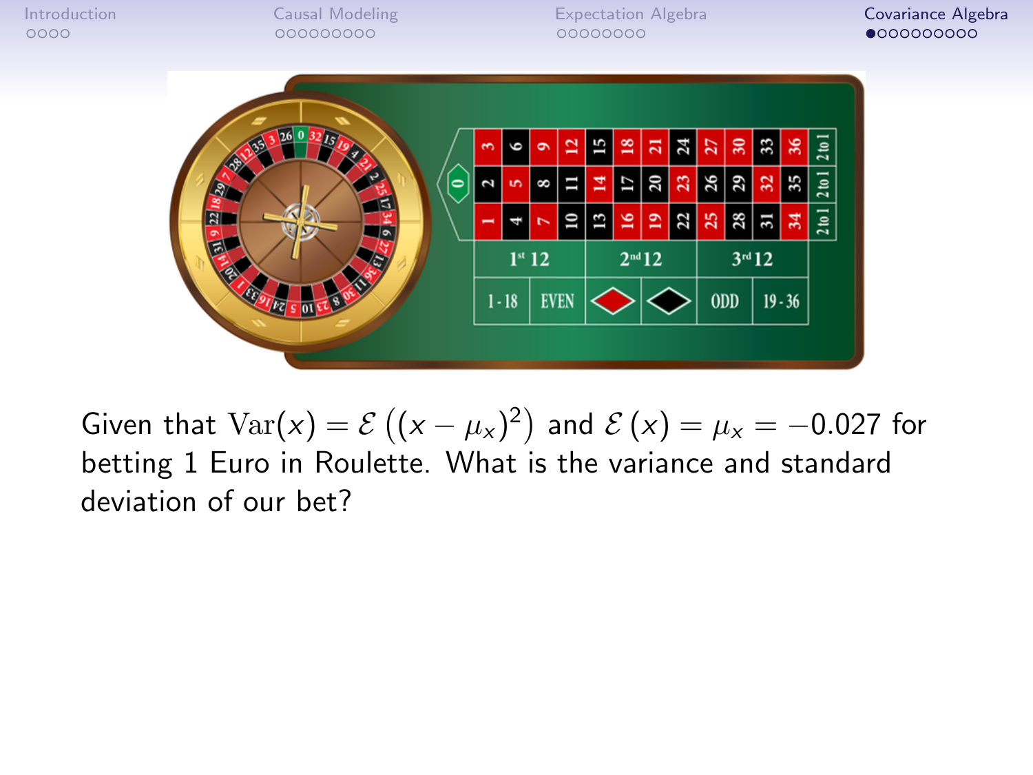Given that $\text{Var}(x) = \mathcal{E}\left((x - \mu_x)^2\right)$ and $\mathcal{E}\left(x\right) = \mu_x = -0.027$ for betting 1 Euro in Roulette. What is the variance and standard deviation of our bet?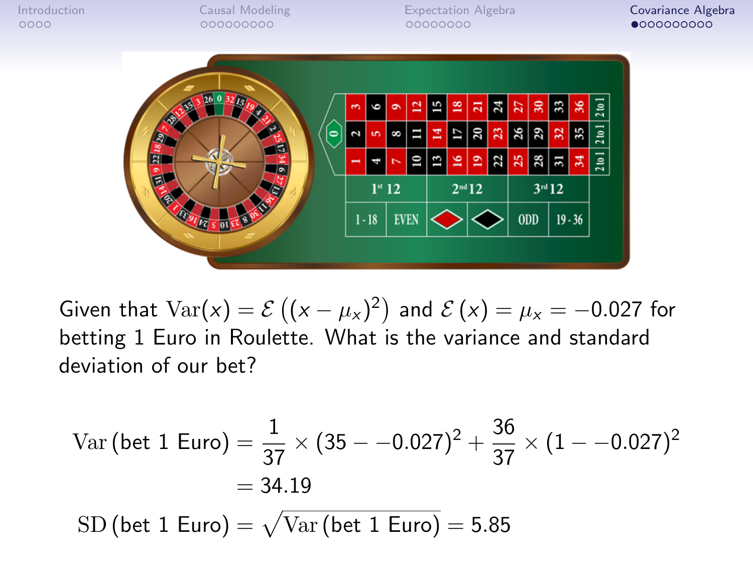Given that $\mathrm{Var}(x) = \mathcal{E}\left((x - \mu_x)^2\right)$ and $\mathcal{E}(x) = \mu_x = -0.027$ for betting 1 Euro in Roulette. What is the variance and standard deviation of our bet?

$$\mathrm{Var}(\text{bet 1 Euro}) = \frac{1}{37} \times (35 - -0.027)^2 + \frac{36}{37} \times (1 - -0.027)^2$$
$$= 34.19$$
$$\mathrm{SD}(\text{bet 1 Euro}) = \sqrt{\mathrm{Var}(\text{bet 1 Euro})} = 5.85$$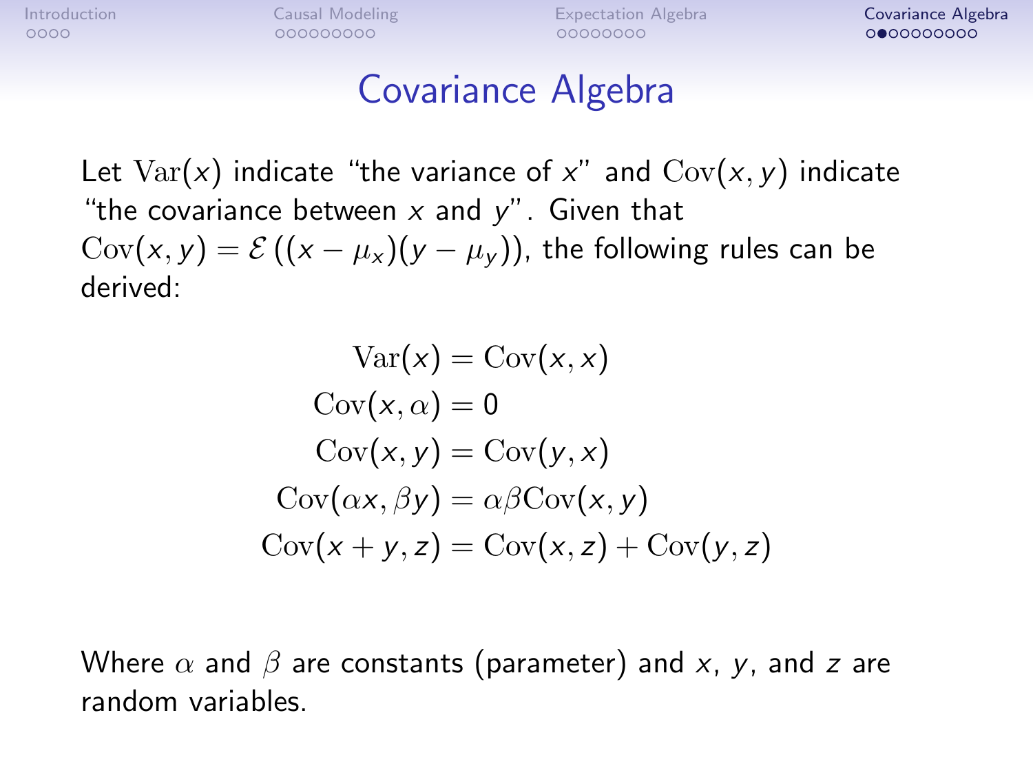# Covariance Algebra

Let $\text{Var}(x)$ indicate "the variance of $x$" and $\text{Cov}(x, y)$ indicate "the covariance between $x$ and $y$". Given that $\text{Cov}(x, y) = \mathcal{E}\left((x - \mu_x)(y - \mu_y)\right)$, the following rules can be derived:

$$
\begin{aligned}
\text{Var}(x) &= \text{Cov}(x, x) \\
\text{Cov}(x, \alpha) &= 0 \\
\text{Cov}(x, y) &= \text{Cov}(y, x) \\
\text{Cov}(\alpha x, \beta y) &= \alpha\beta\text{Cov}(x, y) \\
\text{Cov}(x + y, z) &= \text{Cov}(x, z) + \text{Cov}(y, z)
\end{aligned}
$$

Where $\alpha$ and $\beta$ are constants (parameter) and $x$, $y$, and $z$ are random variables.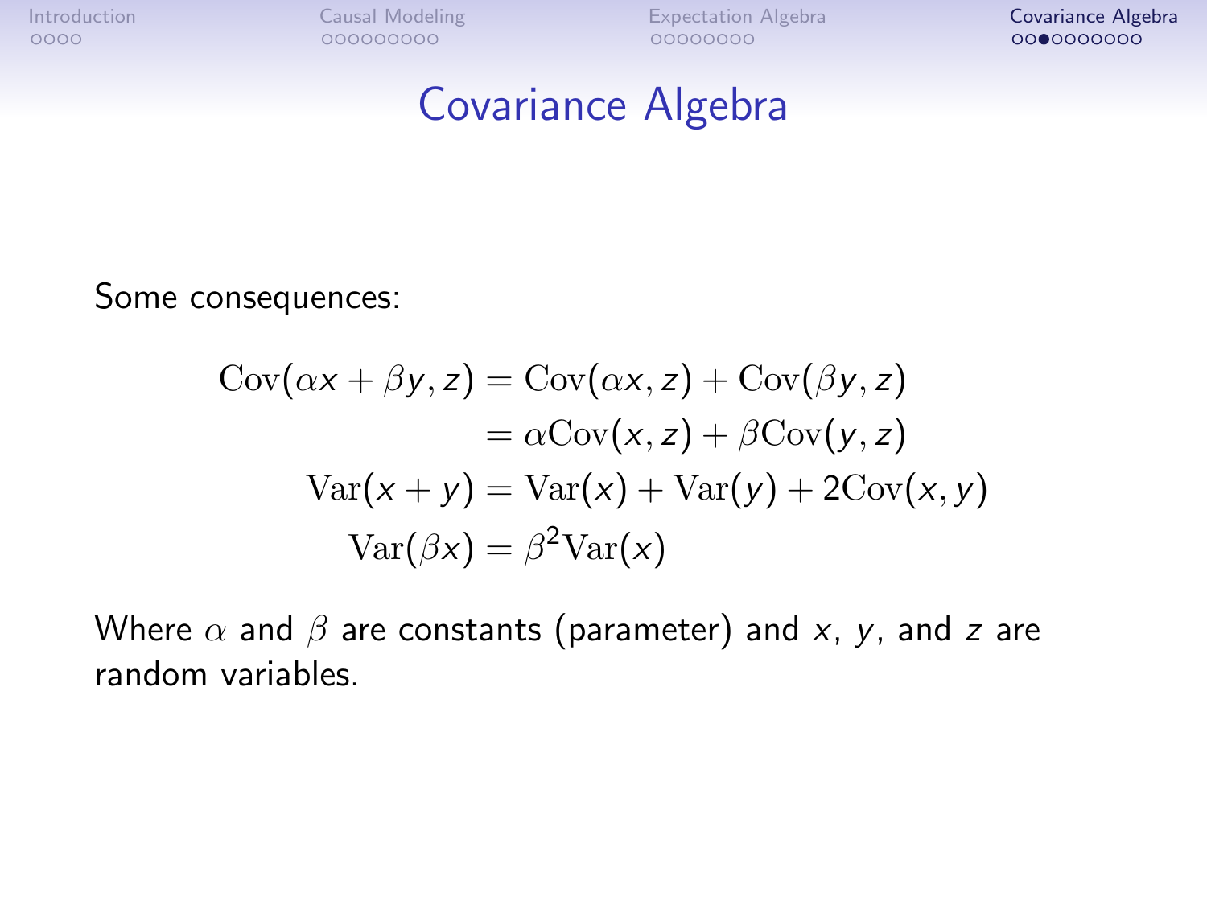# Covariance Algebra

Some consequences:

$$
\begin{aligned}
\mathrm{Cov}(\alpha x + \beta y, z) &= \mathrm{Cov}(\alpha x, z) + \mathrm{Cov}(\beta y, z) \\
&= \alpha \mathrm{Cov}(x, z) + \beta \mathrm{Cov}(y, z) \\
\mathrm{Var}(x + y) &= \mathrm{Var}(x) + \mathrm{Var}(y) + 2\mathrm{Cov}(x, y) \\
\mathrm{Var}(\beta x) &= \beta^2 \mathrm{Var}(x)
\end{aligned}
$$

Where $\alpha$ and $\beta$ are constants (parameter) and $x$, $y$, and $z$ are random variables.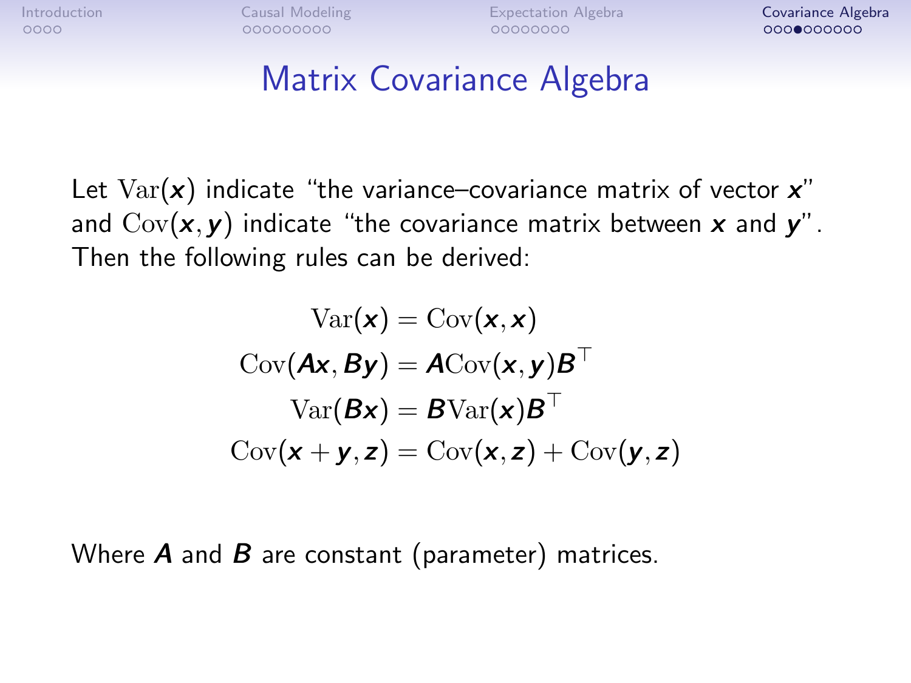# Matrix Covariance Algebra

Let $\text{Var}(\boldsymbol{x})$ indicate "the variance–covariance matrix of vector $\boldsymbol{x}$" and $\text{Cov}(\boldsymbol{x}, \boldsymbol{y})$ indicate "the covariance matrix between $\boldsymbol{x}$ and $\boldsymbol{y}$". Then the following rules can be derived:

$$
\begin{aligned}
\text{Var}(\boldsymbol{x}) &= \text{Cov}(\boldsymbol{x}, \boldsymbol{x}) \\
\text{Cov}(\boldsymbol{A}\boldsymbol{x}, \boldsymbol{B}\boldsymbol{y}) &= \boldsymbol{A}\text{Cov}(\boldsymbol{x}, \boldsymbol{y})\boldsymbol{B}^\top \\
\text{Var}(\boldsymbol{B}\boldsymbol{x}) &= \boldsymbol{B}\text{Var}(\boldsymbol{x})\boldsymbol{B}^\top \\
\text{Cov}(\boldsymbol{x} + \boldsymbol{y}, \boldsymbol{z}) &= \text{Cov}(\boldsymbol{x}, \boldsymbol{z}) + \text{Cov}(\boldsymbol{y}, \boldsymbol{z})
\end{aligned}
$$

Where $\boldsymbol{A}$ and $\boldsymbol{B}$ are constant (parameter) matrices.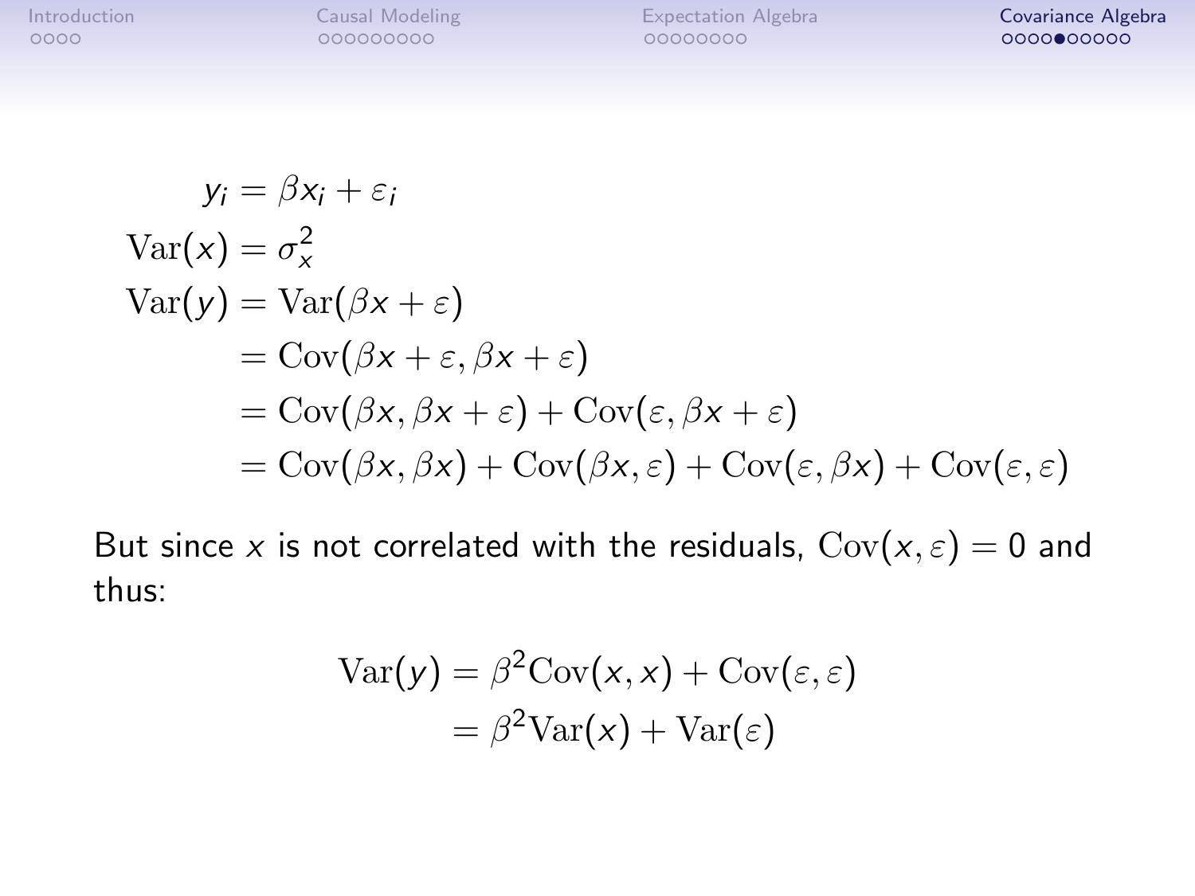$$
\begin{aligned}
y_i &= \beta x_i + \varepsilon_i \\
\mathrm{Var}(x) &= \sigma_x^2 \\
\mathrm{Var}(y) &= \mathrm{Var}(\beta x + \varepsilon) \\
&= \mathrm{Cov}(\beta x + \varepsilon, \beta x + \varepsilon) \\
&= \mathrm{Cov}(\beta x, \beta x + \varepsilon) + \mathrm{Cov}(\varepsilon, \beta x + \varepsilon) \\
&= \mathrm{Cov}(\beta x, \beta x) + \mathrm{Cov}(\beta x, \varepsilon) + \mathrm{Cov}(\varepsilon, \beta x) + \mathrm{Cov}(\varepsilon, \varepsilon)
\end{aligned}
$$

But since $x$ is not correlated with the residuals, $\mathrm{Cov}(x, \varepsilon) = 0$ and thus:

$$
\begin{aligned}
\mathrm{Var}(y) &= \beta^2 \mathrm{Cov}(x, x) + \mathrm{Cov}(\varepsilon, \varepsilon) \\
&= \beta^2 \mathrm{Var}(x) + \mathrm{Var}(\varepsilon)
\end{aligned}
$$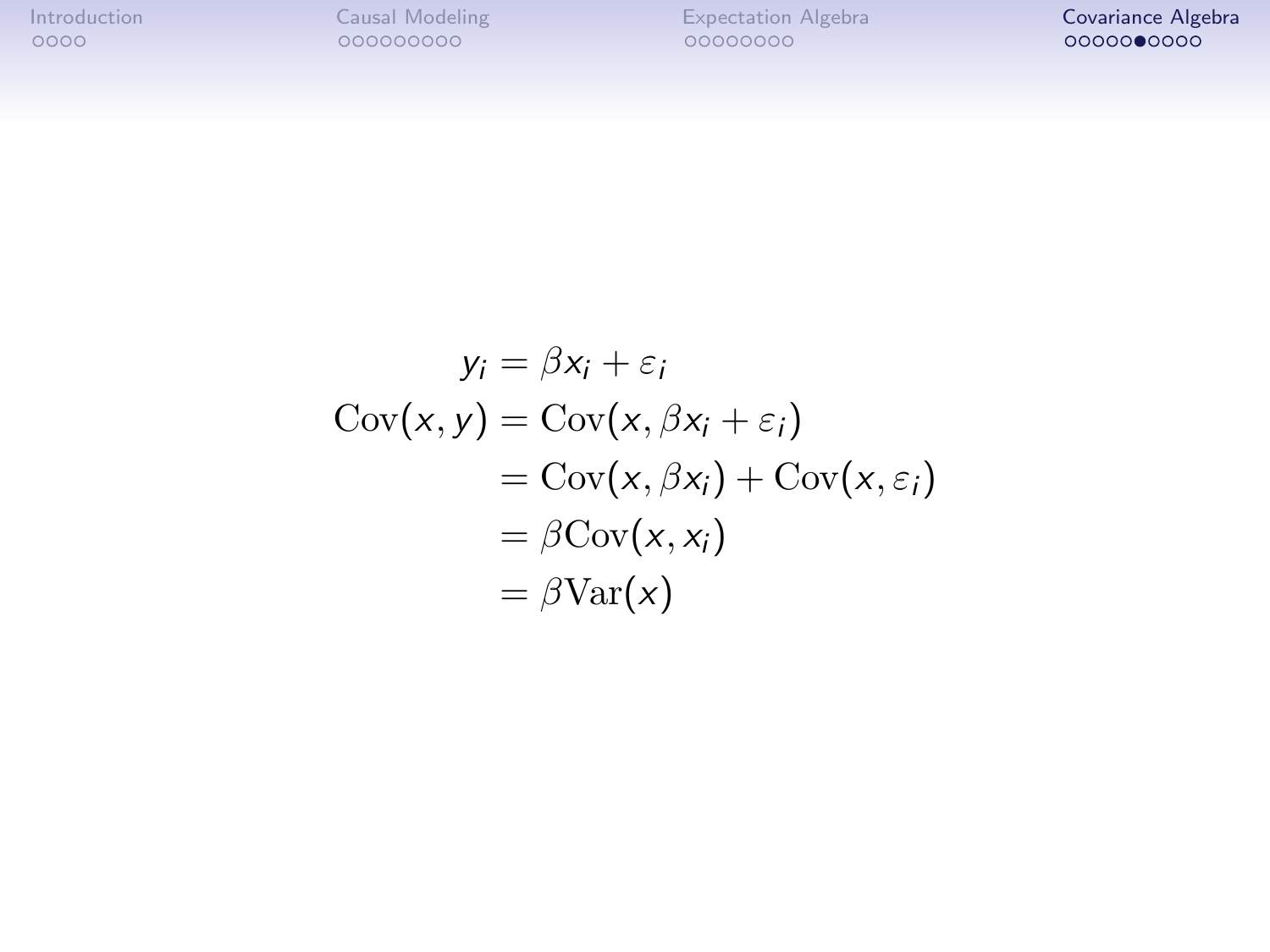$$
\begin{aligned}
y_i &= \beta x_i + \varepsilon_i \\
\mathrm{Cov}(x, y) &= \mathrm{Cov}(x, \beta x_i + \varepsilon_i) \\
&= \mathrm{Cov}(x, \beta x_i) + \mathrm{Cov}(x, \varepsilon_i) \\
&= \beta \mathrm{Cov}(x, x_i) \\
&= \beta \mathrm{Var}(x)
\end{aligned}
$$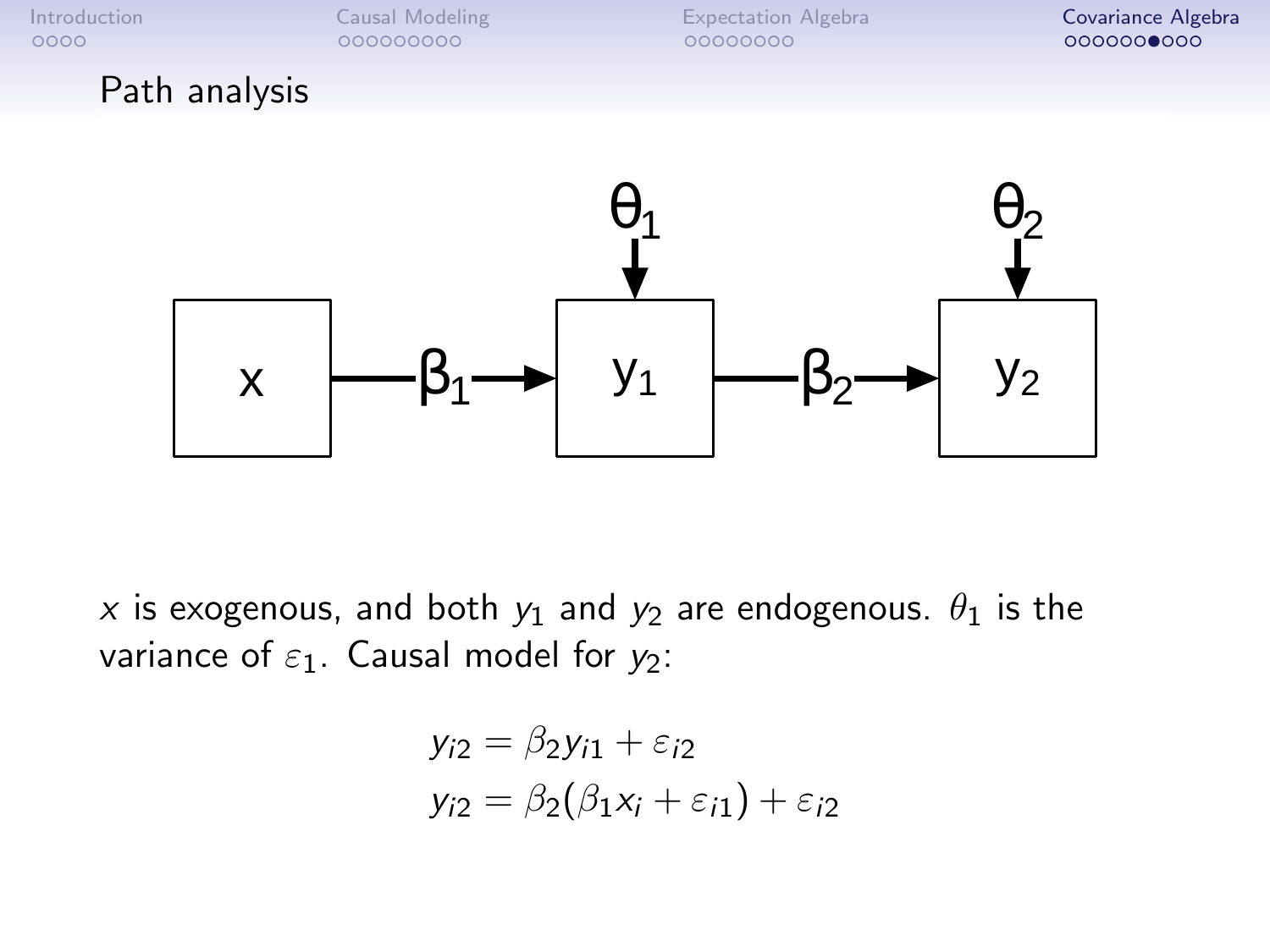## Path analysis

$x$ is exogenous, and both $y_1$ and $y_2$ are endogenous. $\theta_1$ is the variance of $\varepsilon_1$. Causal model for $y_2$:

$$
\begin{aligned}
y_{i2} &= \beta_2 y_{i1} + \varepsilon_{i2} \\
y_{i2} &= \beta_2(\beta_1 x_i + \varepsilon_{i1}) + \varepsilon_{i2}
\end{aligned}
$$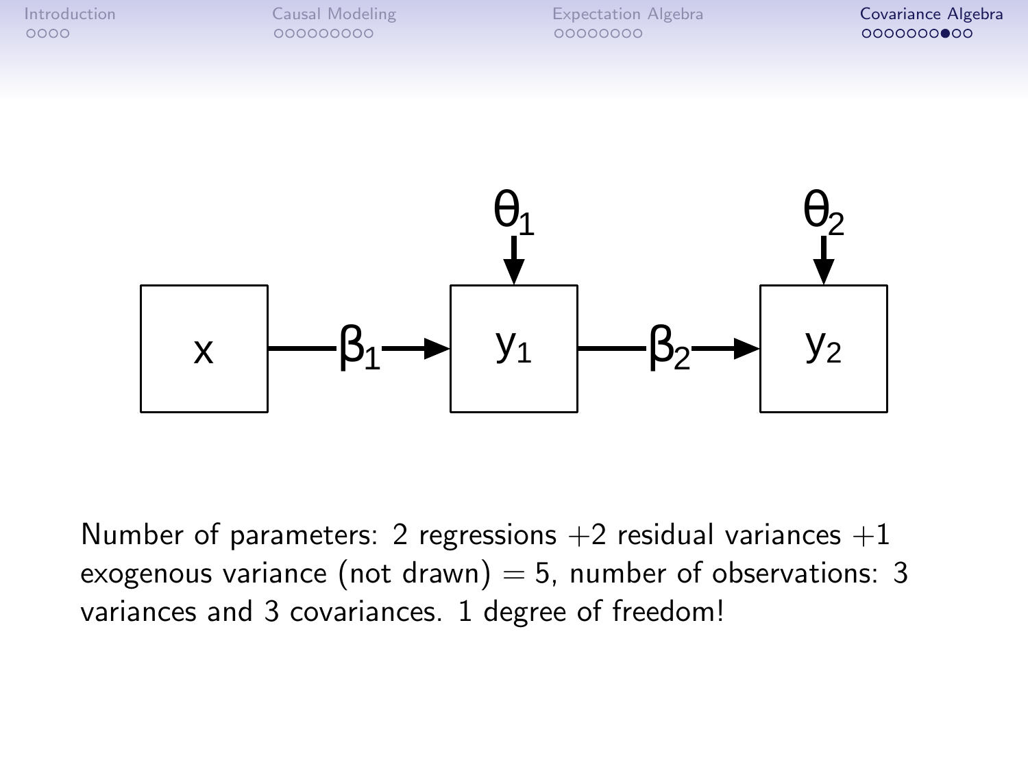Number of parameters: 2 regressions $+2$ residual variances $+1$ exogenous variance (not drawn) $= 5$, number of observations: 3 variances and 3 covariances. 1 degree of freedom!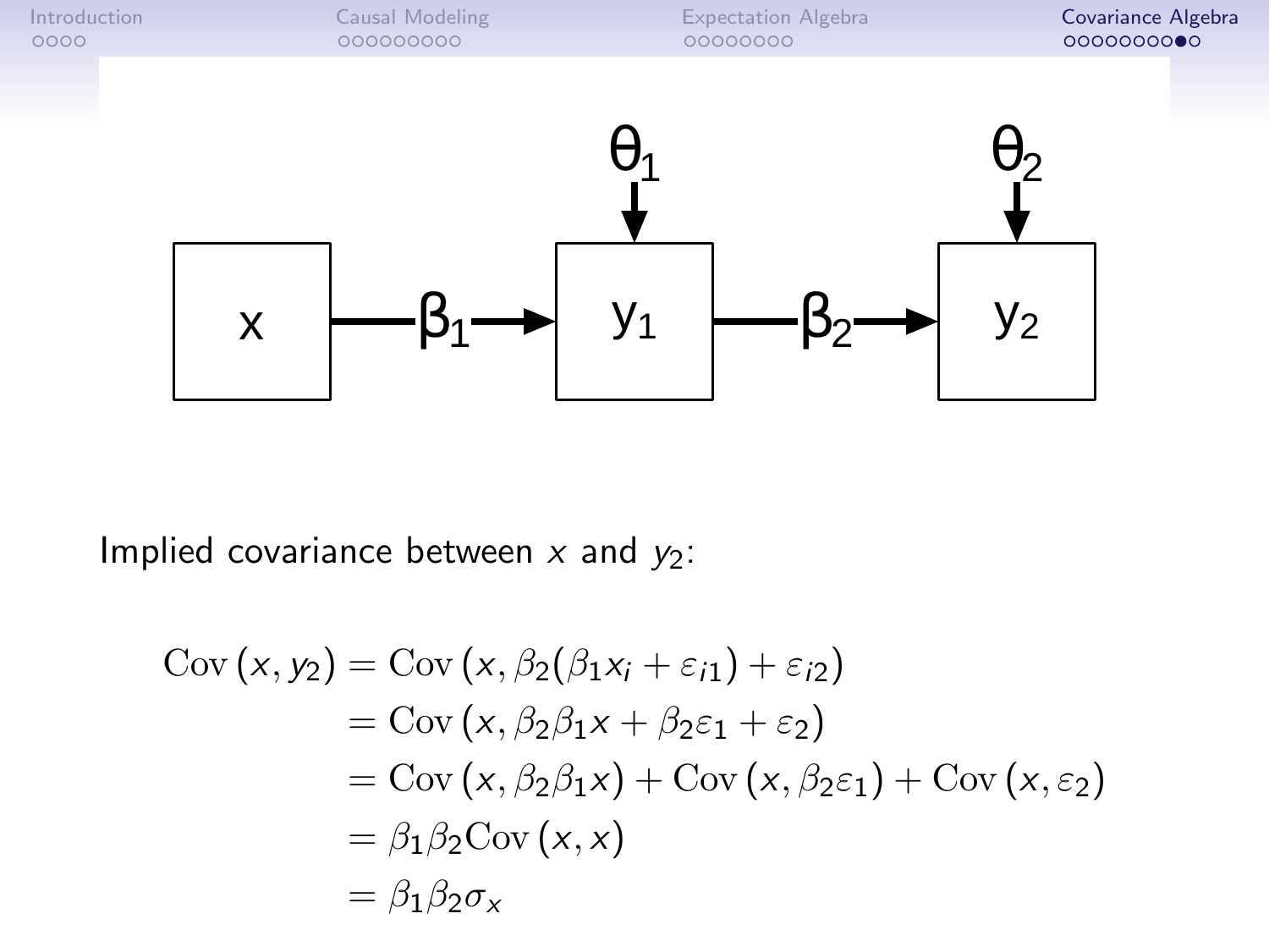Implied covariance between $x$ and $y_2$:

$$
\begin{aligned}
\mathrm{Cov}\left(x, y_2\right) &= \mathrm{Cov}\left(x, \beta_2(\beta_1 x_i + \varepsilon_{i1}) + \varepsilon_{i2}\right) \\
&= \mathrm{Cov}\left(x, \beta_2\beta_1 x + \beta_2\varepsilon_1 + \varepsilon_2\right) \\
&= \mathrm{Cov}\left(x, \beta_2\beta_1 x\right) + \mathrm{Cov}\left(x, \beta_2\varepsilon_1\right) + \mathrm{Cov}\left(x, \varepsilon_2\right) \\
&= \beta_1\beta_2\mathrm{Cov}\left(x, x\right) \\
&= \beta_1\beta_2\sigma_x
\end{aligned}
$$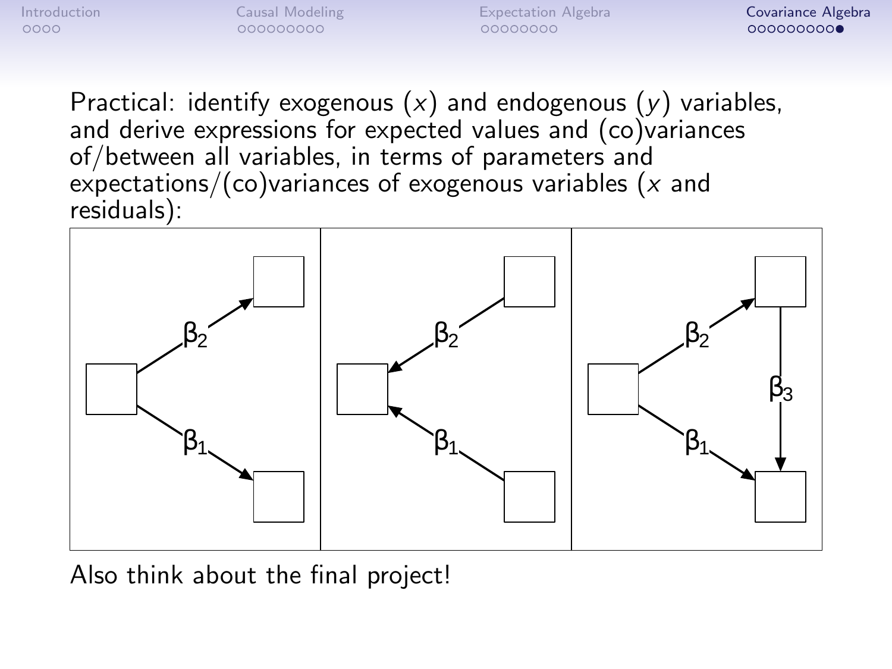Practical: identify exogenous ($x$) and endogenous ($y$) variables, and derive expressions for expected values and (co)variances of/between all variables, in terms of parameters and expectations/(co)variances of exogenous variables ($x$ and residuals):

$\beta_2$

$\beta_1$

$\beta_2$

$\beta_1$

$\beta_2$

$\beta_3$

$\beta_1$

Also think about the final project!